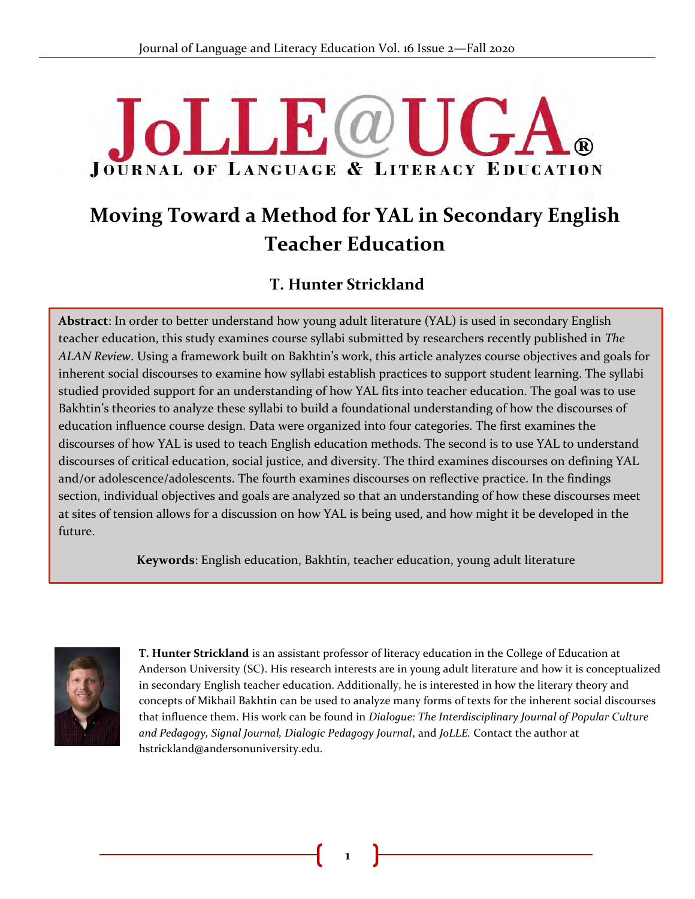# Moving Toward a Method for YAL in Secondary English Teacher Education

## T. Hunter Strickland

**Abstract**: In order to better understand how young adult literature (YAL) is used in secondary English teacher education, this study examines course syllabi submitted by researchers recently published in *The ALAN Review*. Using a framework built on Bakhtin's work, this article analyzes course objectives and goals for inherent social discourses to examine how syllabi establish practices to support student learning. The syllabi studied provided support for an understanding of how YAL fits into teacher education. The goal was to use Bakhtin's theories to analyze these syllabi to build a foundational understanding of how the discourses of education influence course design. Data were organized into four categories. The first examines the discourses of how YAL is used to teach English education methods. The second is to use YAL to understand discourses of critical education, social justice, and diversity. The third examines discourses on defining YAL and/or adolescence/adolescents. The fourth examines discourses on reflective practice. In the findings section, individual objectives and goals are analyzed so that an understanding of how these discourses meet at sites of tension allows for a discussion on how YAL is being used, and how might it be developed in the future.

**Keywords**: English education, Bakhtin, teacher education, young adult literature

**T. Hunter Strickland** is an assistant professor of literacy education in the College of Education at Anderson University (SC). His research interests are in young adult literature and how it is conceptualized in secondary English teacher education. Additionally, he is interested in how the literary theory and concepts of Mikhail Bakhtin can be used to analyze many forms of texts for the inherent social discourses that influence them. His work can be found in *Dialogue: The Interdisciplinary Journal of Popular Culture and Pedagogy, Signal Journal, Dialogic Pedagogy Journal*, and *JoLLE.* Contact the author at hstrickland@andersonuniversity.edu.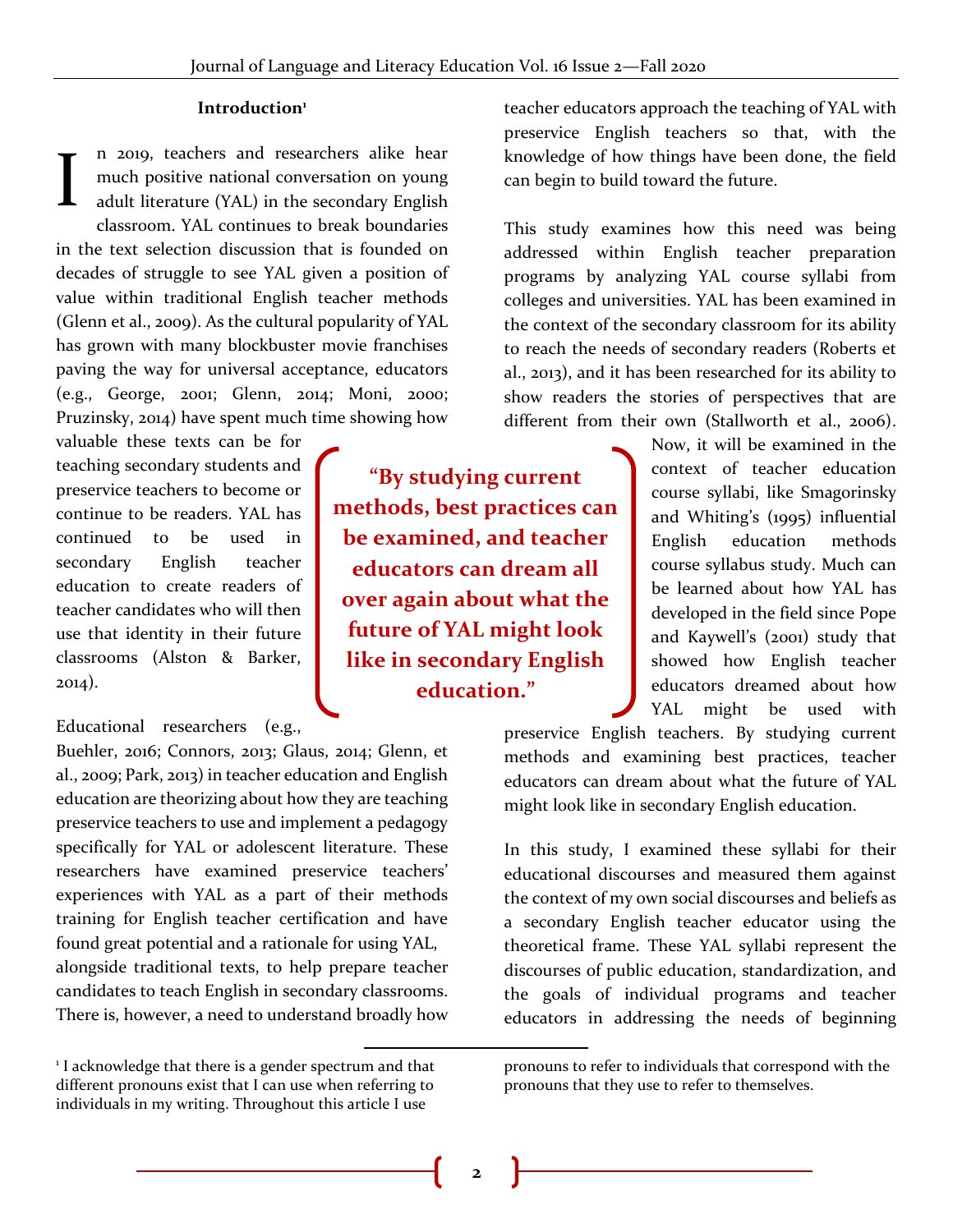## Introduction[1]

In 2019, teachers and researchers alike hear much positive national conversation on young adult literature (YAL) in the secondary English classroom. YAL continues to break boundaries in the text selection discussion that is founded on decades of struggle to see YAL given a position of value within traditional English teacher methods (Glenn et al., 2009). As the cultural popularity of YAL has grown with many blockbuster movie franchises paving the way for universal acceptance, educators (e.g., George, 2001; Glenn, 2014; Moni, 2000; Pruzinsky, 2014) have spent much time showing how valuable these texts can be for teaching secondary students and preservice teachers to become or continue to be readers. YAL has continued to be used in secondary English teacher education to create readers of teacher candidates who will then use that identity in their future classrooms (Alston & Barker, 2014).

Educational researchers (e.g., Buehler, 2016; Connors, 2013; Glaus, 2014; Glenn, et al., 2009; Park, 2013) in teacher education and English education are theorizing about how they are teaching preservice teachers to use and implement a pedagogy specifically for YAL or adolescent literature. These researchers have examined preservice teachers' experiences with YAL as a part of their methods training for English teacher certification and have found great potential and a rationale for using YAL, alongside traditional texts, to help prepare teacher candidates to teach English in secondary classrooms. There is, however, a need to understand broadly how teacher educators approach the teaching of YAL with preservice English teachers so that, with the knowledge of how things have been done, the field can begin to build toward the future.

> **"By studying current methods, best practices can be examined, and teacher educators can dream all over again about what the future of YAL might look like in secondary English education."**

This study examines how this need was being addressed within English teacher preparation programs by analyzing YAL course syllabi from colleges and universities. YAL has been examined in the context of the secondary classroom for its ability to reach the needs of secondary readers (Roberts et al., 2013), and it has been researched for its ability to show readers the stories of perspectives that are different from their own (Stallworth et al., 2006). Now, it will be examined in the context of teacher education course syllabi, like Smagorinsky and Whiting's (1995) influential English education methods course syllabus study. Much can be learned about how YAL has developed in the field since Pope and Kaywell's (2001) study that showed how English teacher educators dreamed about how YAL might be used with preservice English teachers. By studying current methods and examining best practices, teacher educators can dream about what the future of YAL might look like in secondary English education.

In this study, I examined these syllabi for their educational discourses and measured them against the context of my own social discourses and beliefs as a secondary English teacher educator using the theoretical frame. These YAL syllabi represent the discourses of public education, standardization, and the goals of individual programs and teacher educators in addressing the needs of beginning

---

[1] I acknowledge that there is a gender spectrum and that different pronouns exist that I can use when referring to individuals in my writing. Throughout this article I use pronouns to refer to individuals that correspond with the pronouns that they use to refer to themselves.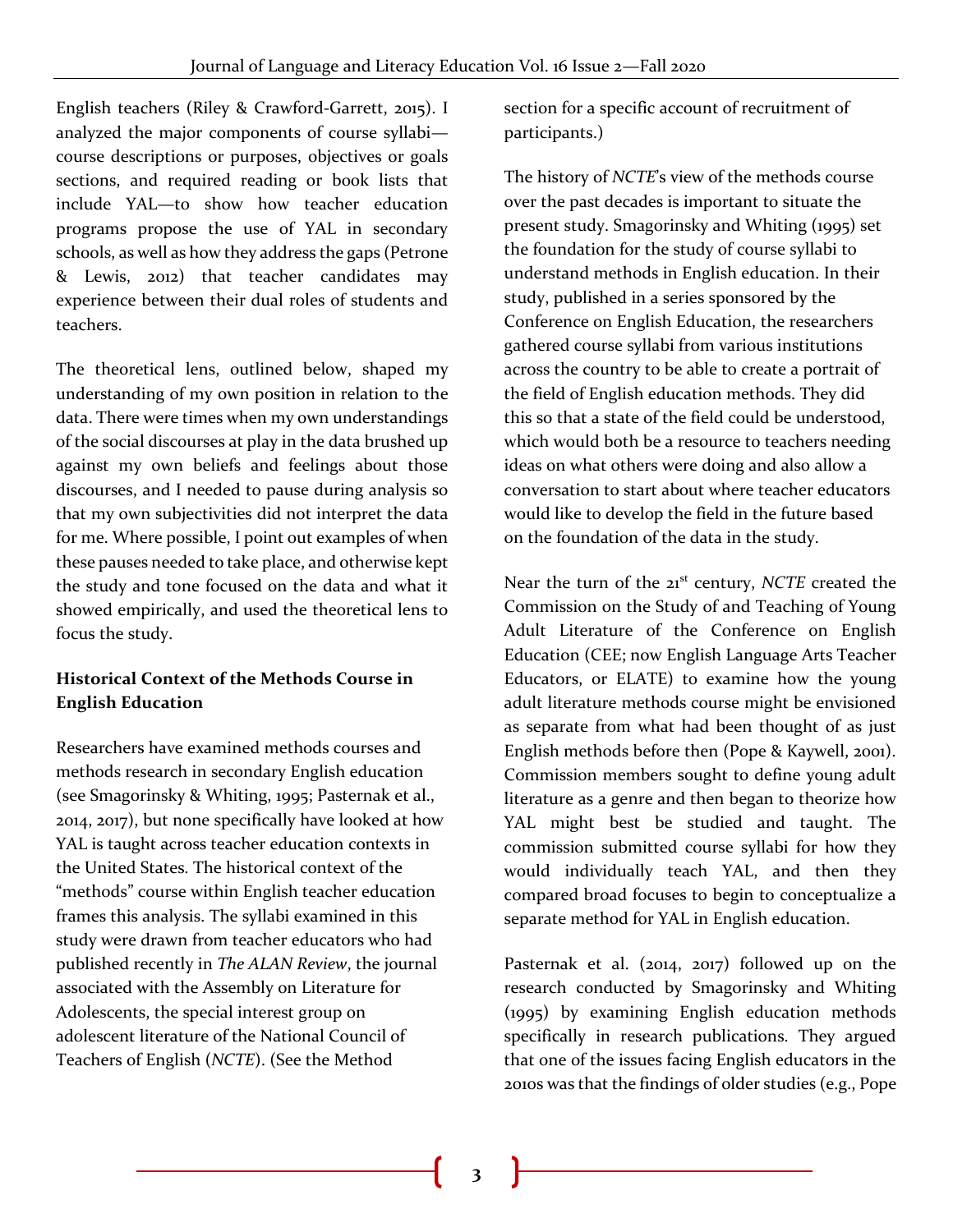English teachers (Riley & Crawford-Garrett, 2015). I analyzed the major components of course syllabi—course descriptions or purposes, objectives or goals sections, and required reading or book lists that include YAL—to show how teacher education programs propose the use of YAL in secondary schools, as well as how they address the gaps (Petrone & Lewis, 2012) that teacher candidates may experience between their dual roles of students and teachers.

The theoretical lens, outlined below, shaped my understanding of my own position in relation to the data. There were times when my own understandings of the social discourses at play in the data brushed up against my own beliefs and feelings about those discourses, and I needed to pause during analysis so that my own subjectivities did not interpret the data for me. Where possible, I point out examples of when these pauses needed to take place, and otherwise kept the study and tone focused on the data and what it showed empirically, and used the theoretical lens to focus the study.

**Historical Context of the Methods Course in English Education**

Researchers have examined methods courses and methods research in secondary English education (see Smagorinsky & Whiting, 1995; Pasternak et al., 2014, 2017), but none specifically have looked at how YAL is taught across teacher education contexts in the United States. The historical context of the "methods" course within English teacher education frames this analysis. The syllabi examined in this study were drawn from teacher educators who had published recently in *The ALAN Review*, the journal associated with the Assembly on Literature for Adolescents, the special interest group on adolescent literature of the National Council of Teachers of English (*NCTE*). (See the Method section for a specific account of recruitment of participants.)

The history of *NCTE*'s view of the methods course over the past decades is important to situate the present study. Smagorinsky and Whiting (1995) set the foundation for the study of course syllabi to understand methods in English education. In their study, published in a series sponsored by the Conference on English Education, the researchers gathered course syllabi from various institutions across the country to be able to create a portrait of the field of English education methods. They did this so that a state of the field could be understood, which would both be a resource to teachers needing ideas on what others were doing and also allow a conversation to start about where teacher educators would like to develop the field in the future based on the foundation of the data in the study.

Near the turn of the 21st century, *NCTE* created the Commission on the Study of and Teaching of Young Adult Literature of the Conference on English Education (CEE; now English Language Arts Teacher Educators, or ELATE) to examine how the young adult literature methods course might be envisioned as separate from what had been thought of as just English methods before then (Pope & Kaywell, 2001). Commission members sought to define young adult literature as a genre and then began to theorize how YAL might best be studied and taught. The commission submitted course syllabi for how they would individually teach YAL, and then they compared broad focuses to begin to conceptualize a separate method for YAL in English education.

Pasternak et al. (2014, 2017) followed up on the research conducted by Smagorinsky and Whiting (1995) by examining English education methods specifically in research publications. They argued that one of the issues facing English educators in the 2010s was that the findings of older studies (e.g., Pope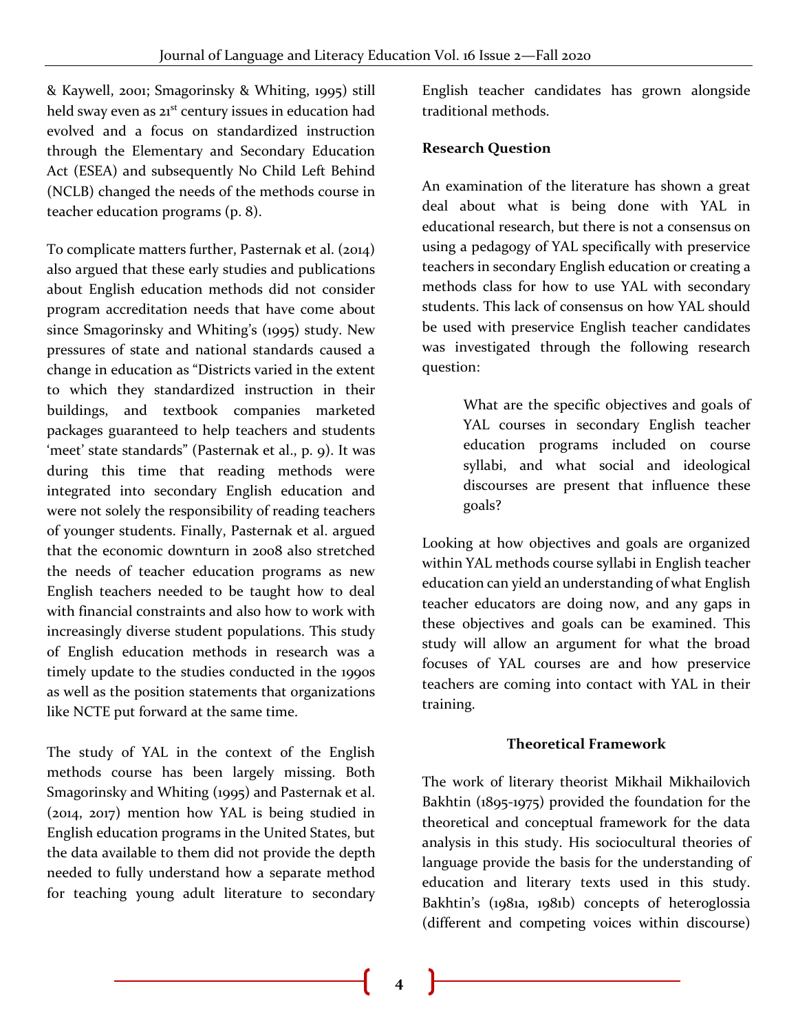& Kaywell, 2001; Smagorinsky & Whiting, 1995) still held sway even as 21st century issues in education had evolved and a focus on standardized instruction through the Elementary and Secondary Education Act (ESEA) and subsequently No Child Left Behind (NCLB) changed the needs of the methods course in teacher education programs (p. 8).

To complicate matters further, Pasternak et al. (2014) also argued that these early studies and publications about English education methods did not consider program accreditation needs that have come about since Smagorinsky and Whiting's (1995) study. New pressures of state and national standards caused a change in education as "Districts varied in the extent to which they standardized instruction in their buildings, and textbook companies marketed packages guaranteed to help teachers and students 'meet' state standards" (Pasternak et al., p. 9). It was during this time that reading methods were integrated into secondary English education and were not solely the responsibility of reading teachers of younger students. Finally, Pasternak et al. argued that the economic downturn in 2008 also stretched the needs of teacher education programs as new English teachers needed to be taught how to deal with financial constraints and also how to work with increasingly diverse student populations. This study of English education methods in research was a timely update to the studies conducted in the 1990s as well as the position statements that organizations like NCTE put forward at the same time.

The study of YAL in the context of the English methods course has been largely missing. Both Smagorinsky and Whiting (1995) and Pasternak et al. (2014, 2017) mention how YAL is being studied in English education programs in the United States, but the data available to them did not provide the depth needed to fully understand how a separate method for teaching young adult literature to secondary English teacher candidates has grown alongside traditional methods.

## Research Question

An examination of the literature has shown a great deal about what is being done with YAL in educational research, but there is not a consensus on using a pedagogy of YAL specifically with preservice teachers in secondary English education or creating a methods class for how to use YAL with secondary students. This lack of consensus on how YAL should be used with preservice English teacher candidates was investigated through the following research question:

> What are the specific objectives and goals of YAL courses in secondary English teacher education programs included on course syllabi, and what social and ideological discourses are present that influence these goals?

Looking at how objectives and goals are organized within YAL methods course syllabi in English teacher education can yield an understanding of what English teacher educators are doing now, and any gaps in these objectives and goals can be examined. This study will allow an argument for what the broad focuses of YAL courses are and how preservice teachers are coming into contact with YAL in their training.

## Theoretical Framework

The work of literary theorist Mikhail Mikhailovich Bakhtin (1895-1975) provided the foundation for the theoretical and conceptual framework for the data analysis in this study. His sociocultural theories of language provide the basis for the understanding of education and literary texts used in this study. Bakhtin's (1981a, 1981b) concepts of heteroglossia (different and competing voices within discourse)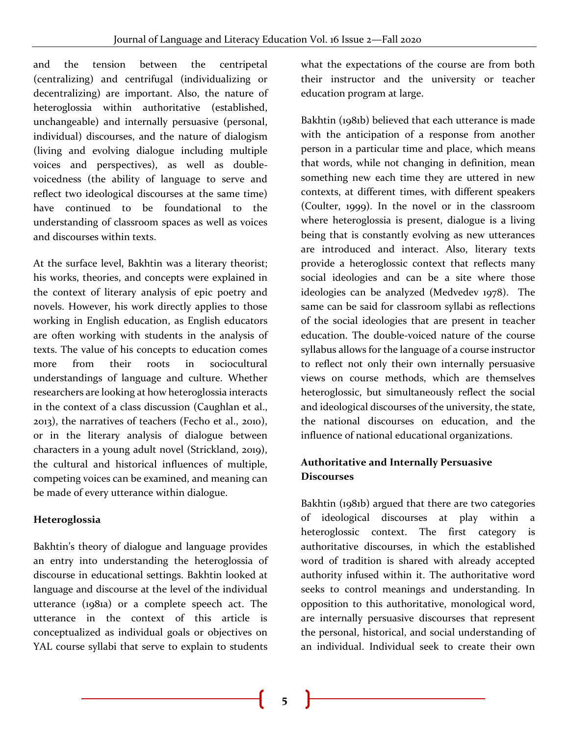and the tension between the centripetal (centralizing) and centrifugal (individualizing or decentralizing) are important. Also, the nature of heteroglossia within authoritative (established, unchangeable) and internally persuasive (personal, individual) discourses, and the nature of dialogism (living and evolving dialogue including multiple voices and perspectives), as well as double-voicedness (the ability of language to serve and reflect two ideological discourses at the same time) have continued to be foundational to the understanding of classroom spaces as well as voices and discourses within texts.

At the surface level, Bakhtin was a literary theorist; his works, theories, and concepts were explained in the context of literary analysis of epic poetry and novels. However, his work directly applies to those working in English education, as English educators are often working with students in the analysis of texts. The value of his concepts to education comes more from their roots in sociocultural understandings of language and culture. Whether researchers are looking at how heteroglossia interacts in the context of a class discussion (Caughlan et al., 2013), the narratives of teachers (Fecho et al., 2010), or in the literary analysis of dialogue between characters in a young adult novel (Strickland, 2019), the cultural and historical influences of multiple, competing voices can be examined, and meaning can be made of every utterance within dialogue.

### Heteroglossia

Bakhtin's theory of dialogue and language provides an entry into understanding the heteroglossia of discourse in educational settings. Bakhtin looked at language and discourse at the level of the individual utterance (1981a) or a complete speech act. The utterance in the context of this article is conceptualized as individual goals or objectives on YAL course syllabi that serve to explain to students what the expectations of the course are from both their instructor and the university or teacher education program at large.

Bakhtin (1981b) believed that each utterance is made with the anticipation of a response from another person in a particular time and place, which means that words, while not changing in definition, mean something new each time they are uttered in new contexts, at different times, with different speakers (Coulter, 1999). In the novel or in the classroom where heteroglossia is present, dialogue is a living being that is constantly evolving as new utterances are introduced and interact. Also, literary texts provide a heteroglossic context that reflects many social ideologies and can be a site where those ideologies can be analyzed (Medvedev 1978). The same can be said for classroom syllabi as reflections of the social ideologies that are present in teacher education. The double-voiced nature of the course syllabus allows for the language of a course instructor to reflect not only their own internally persuasive views on course methods, which are themselves heteroglossic, but simultaneously reflect the social and ideological discourses of the university, the state, the national discourses on education, and the influence of national educational organizations.

### Authoritative and Internally Persuasive Discourses

Bakhtin (1981b) argued that there are two categories of ideological discourses at play within a heteroglossic context. The first category is authoritative discourses, in which the established word of tradition is shared with already accepted authority infused within it. The authoritative word seeks to control meanings and understanding. In opposition to this authoritative, monological word, are internally persuasive discourses that represent the personal, historical, and social understanding of an individual. Individual seek to create their own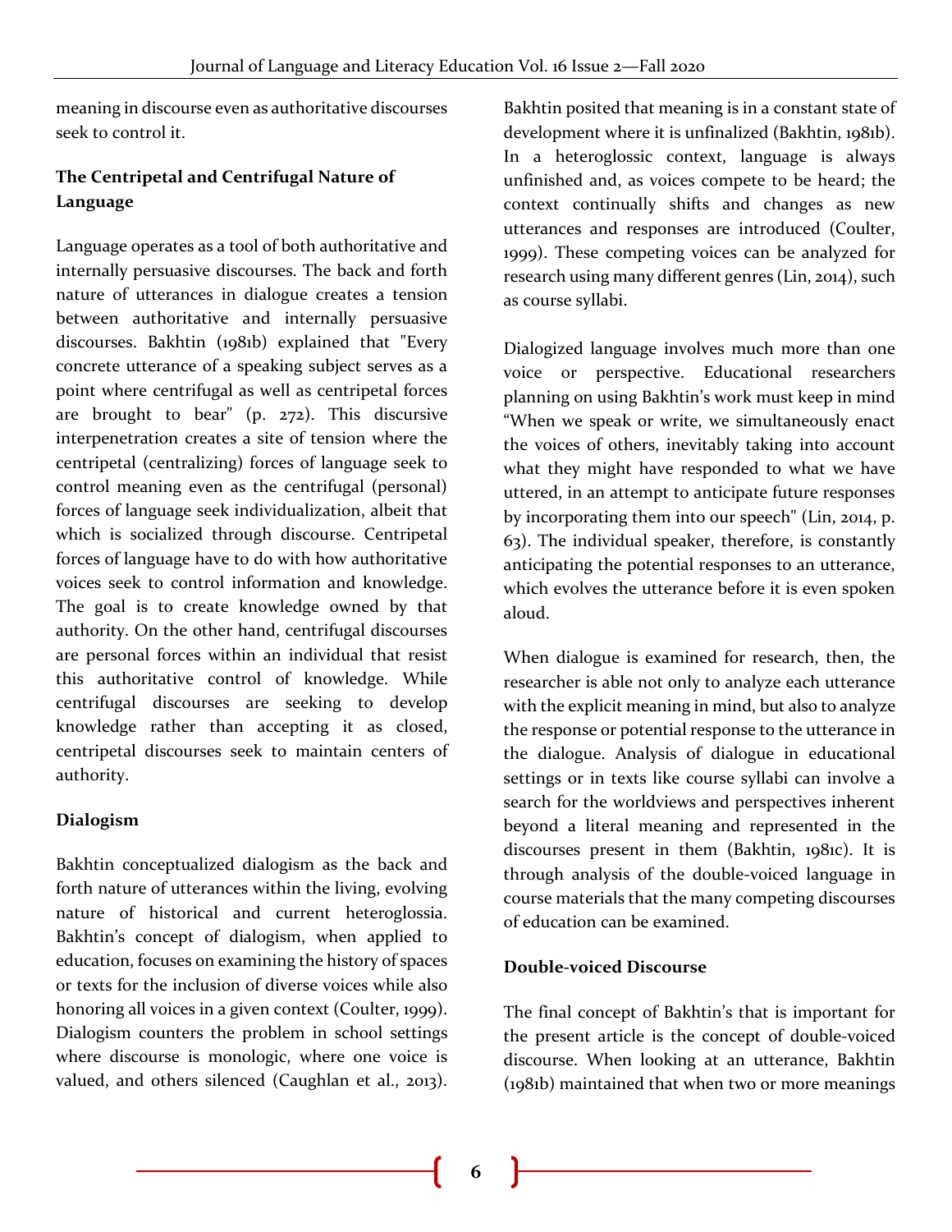meaning in discourse even as authoritative discourses seek to control it.

### The Centripetal and Centrifugal Nature of Language

Language operates as a tool of both authoritative and internally persuasive discourses. The back and forth nature of utterances in dialogue creates a tension between authoritative and internally persuasive discourses. Bakhtin (1981b) explained that "Every concrete utterance of a speaking subject serves as a point where centrifugal as well as centripetal forces are brought to bear" (p. 272). This discursive interpenetration creates a site of tension where the centripetal (centralizing) forces of language seek to control meaning even as the centrifugal (personal) forces of language seek individualization, albeit that which is socialized through discourse. Centripetal forces of language have to do with how authoritative voices seek to control information and knowledge. The goal is to create knowledge owned by that authority. On the other hand, centrifugal discourses are personal forces within an individual that resist this authoritative control of knowledge. While centrifugal discourses are seeking to develop knowledge rather than accepting it as closed, centripetal discourses seek to maintain centers of authority.

### Dialogism

Bakhtin conceptualized dialogism as the back and forth nature of utterances within the living, evolving nature of historical and current heteroglossia. Bakhtin's concept of dialogism, when applied to education, focuses on examining the history of spaces or texts for the inclusion of diverse voices while also honoring all voices in a given context (Coulter, 1999). Dialogism counters the problem in school settings where discourse is monologic, where one voice is valued, and others silenced (Caughlan et al., 2013). Bakhtin posited that meaning is in a constant state of development where it is unfinalized (Bakhtin, 1981b). In a heteroglossic context, language is always unfinished and, as voices compete to be heard; the context continually shifts and changes as new utterances and responses are introduced (Coulter, 1999). These competing voices can be analyzed for research using many different genres (Lin, 2014), such as course syllabi.

Dialogized language involves much more than one voice or perspective. Educational researchers planning on using Bakhtin's work must keep in mind "When we speak or write, we simultaneously enact the voices of others, inevitably taking into account what they might have responded to what we have uttered, in an attempt to anticipate future responses by incorporating them into our speech" (Lin, 2014, p. 63). The individual speaker, therefore, is constantly anticipating the potential responses to an utterance, which evolves the utterance before it is even spoken aloud.

When dialogue is examined for research, then, the researcher is able not only to analyze each utterance with the explicit meaning in mind, but also to analyze the response or potential response to the utterance in the dialogue. Analysis of dialogue in educational settings or in texts like course syllabi can involve a search for the worldviews and perspectives inherent beyond a literal meaning and represented in the discourses present in them (Bakhtin, 1981c). It is through analysis of the double-voiced language in course materials that the many competing discourses of education can be examined.

### Double-voiced Discourse

The final concept of Bakhtin's that is important for the present article is the concept of double-voiced discourse. When looking at an utterance, Bakhtin (1981b) maintained that when two or more meanings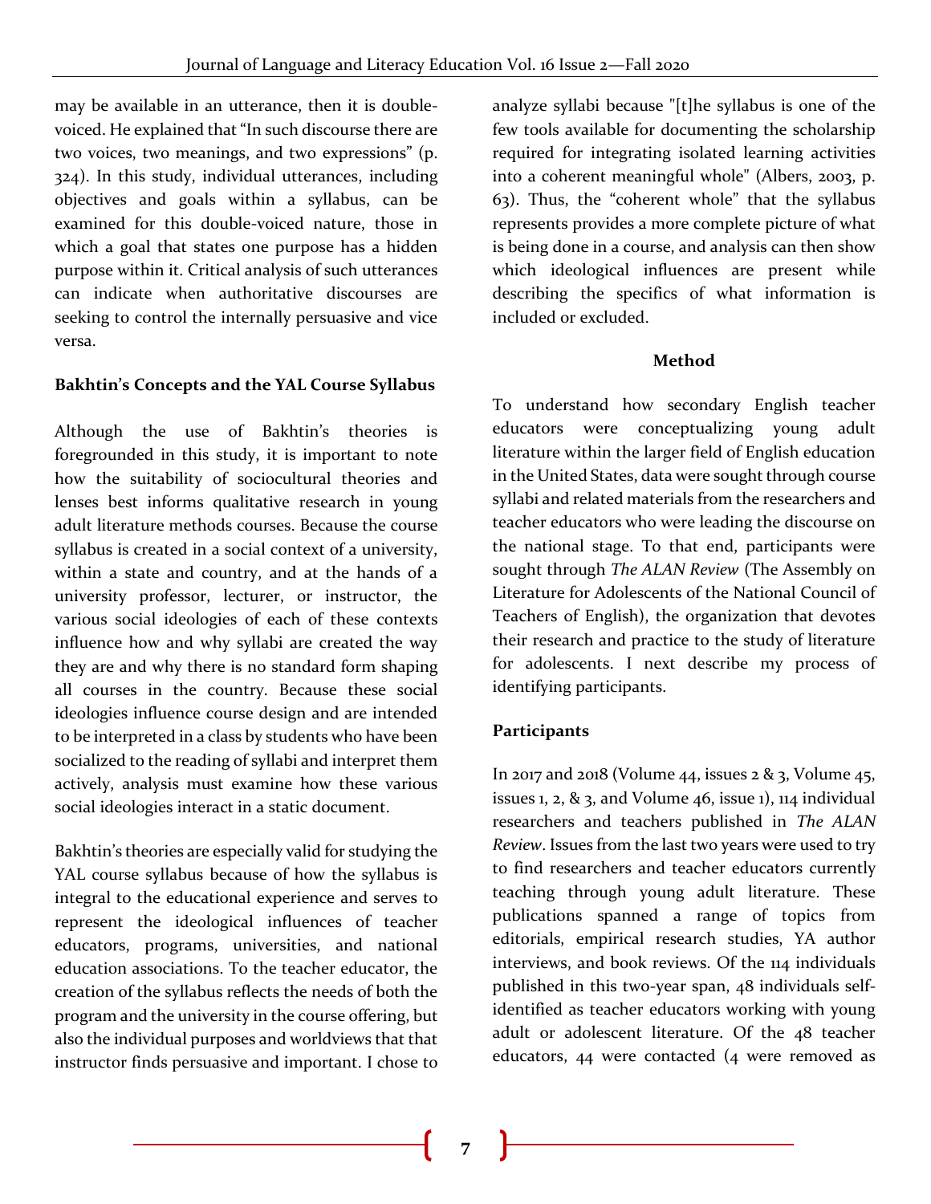may be available in an utterance, then it is double-voiced. He explained that "In such discourse there are two voices, two meanings, and two expressions" (p. 324). In this study, individual utterances, including objectives and goals within a syllabus, can be examined for this double-voiced nature, those in which a goal that states one purpose has a hidden purpose within it. Critical analysis of such utterances can indicate when authoritative discourses are seeking to control the internally persuasive and vice versa.

### Bakhtin's Concepts and the YAL Course Syllabus

Although the use of Bakhtin's theories is foregrounded in this study, it is important to note how the suitability of sociocultural theories and lenses best informs qualitative research in young adult literature methods courses. Because the course syllabus is created in a social context of a university, within a state and country, and at the hands of a university professor, lecturer, or instructor, the various social ideologies of each of these contexts influence how and why syllabi are created the way they are and why there is no standard form shaping all courses in the country. Because these social ideologies influence course design and are intended to be interpreted in a class by students who have been socialized to the reading of syllabi and interpret them actively, analysis must examine how these various social ideologies interact in a static document.

Bakhtin's theories are especially valid for studying the YAL course syllabus because of how the syllabus is integral to the educational experience and serves to represent the ideological influences of teacher educators, programs, universities, and national education associations. To the teacher educator, the creation of the syllabus reflects the needs of both the program and the university in the course offering, but also the individual purposes and worldviews that that instructor finds persuasive and important. I chose to analyze syllabi because "[t]he syllabus is one of the few tools available for documenting the scholarship required for integrating isolated learning activities into a coherent meaningful whole" (Albers, 2003, p. 63). Thus, the "coherent whole" that the syllabus represents provides a more complete picture of what is being done in a course, and analysis can then show which ideological influences are present while describing the specifics of what information is included or excluded.

## Method

To understand how secondary English teacher educators were conceptualizing young adult literature within the larger field of English education in the United States, data were sought through course syllabi and related materials from the researchers and teacher educators who were leading the discourse on the national stage. To that end, participants were sought through *The ALAN Review* (The Assembly on Literature for Adolescents of the National Council of Teachers of English), the organization that devotes their research and practice to the study of literature for adolescents. I next describe my process of identifying participants.

### Participants

In 2017 and 2018 (Volume 44, issues 2 & 3, Volume 45, issues 1, 2, & 3, and Volume 46, issue 1), 114 individual researchers and teachers published in *The ALAN Review*. Issues from the last two years were used to try to find researchers and teacher educators currently teaching through young adult literature. These publications spanned a range of topics from editorials, empirical research studies, YA author interviews, and book reviews. Of the 114 individuals published in this two-year span, 48 individuals self-identified as teacher educators working with young adult or adolescent literature. Of the 48 teacher educators, 44 were contacted (4 were removed as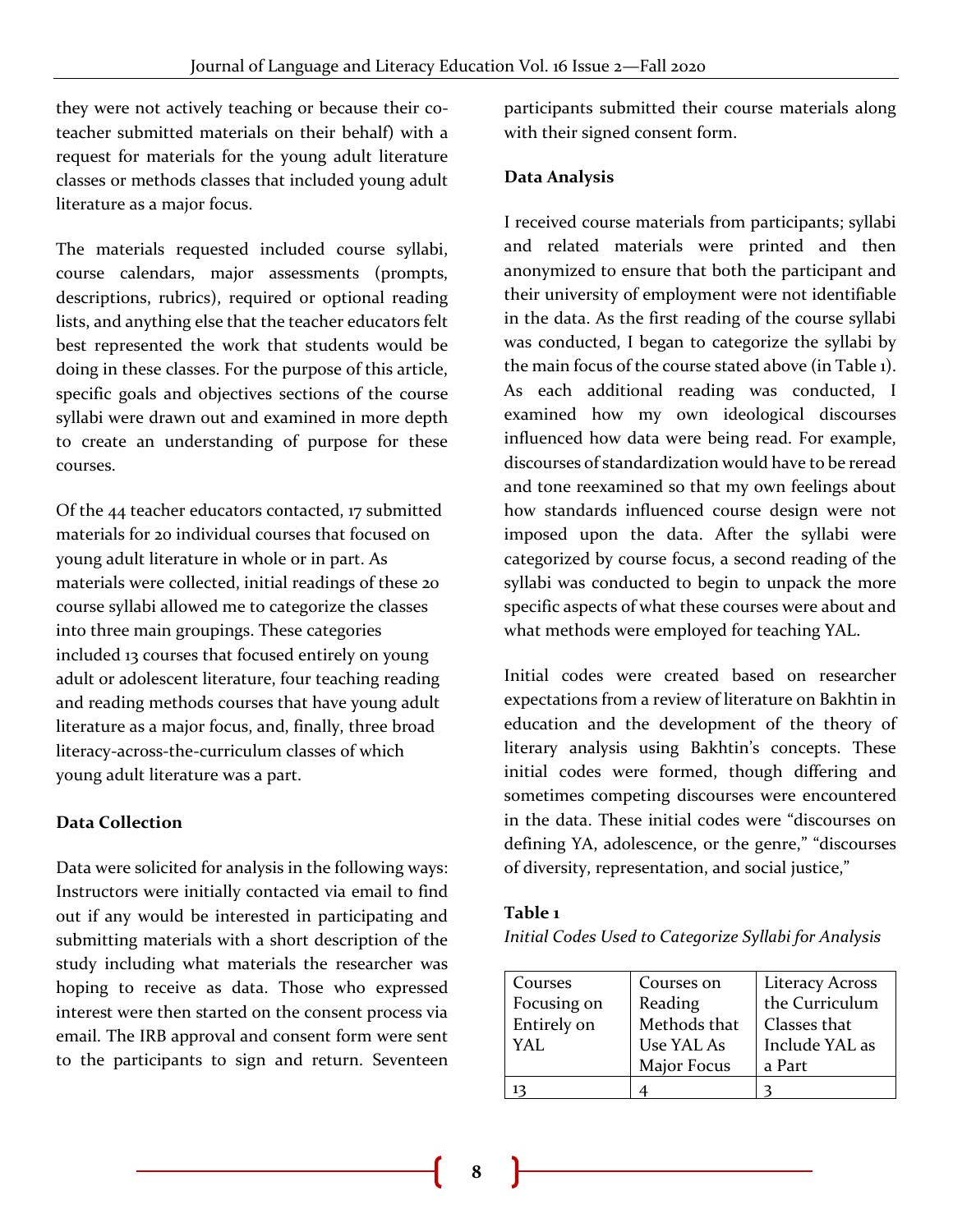they were not actively teaching or because their co-teacher submitted materials on their behalf) with a request for materials for the young adult literature classes or methods classes that included young adult literature as a major focus.

The materials requested included course syllabi, course calendars, major assessments (prompts, descriptions, rubrics), required or optional reading lists, and anything else that the teacher educators felt best represented the work that students would be doing in these classes. For the purpose of this article, specific goals and objectives sections of the course syllabi were drawn out and examined in more depth to create an understanding of purpose for these courses.

Of the 44 teacher educators contacted, 17 submitted materials for 20 individual courses that focused on young adult literature in whole or in part. As materials were collected, initial readings of these 20 course syllabi allowed me to categorize the classes into three main groupings. These categories included 13 courses that focused entirely on young adult or adolescent literature, four teaching reading and reading methods courses that have young adult literature as a major focus, and, finally, three broad literacy-across-the-curriculum classes of which young adult literature was a part.

**Data Collection**

Data were solicited for analysis in the following ways: Instructors were initially contacted via email to find out if any would be interested in participating and submitting materials with a short description of the study including what materials the researcher was hoping to receive as data. Those who expressed interest were then started on the consent process via email. The IRB approval and consent form were sent to the participants to sign and return. Seventeen participants submitted their course materials along with their signed consent form.

**Data Analysis**

I received course materials from participants; syllabi and related materials were printed and then anonymized to ensure that both the participant and their university of employment were not identifiable in the data. As the first reading of the course syllabi was conducted, I began to categorize the syllabi by the main focus of the course stated above (in Table 1). As each additional reading was conducted, I examined how my own ideological discourses influenced how data were being read. For example, discourses of standardization would have to be reread and tone reexamined so that my own feelings about how standards influenced course design were not imposed upon the data. After the syllabi were categorized by course focus, a second reading of the syllabi was conducted to begin to unpack the more specific aspects of what these courses were about and what methods were employed for teaching YAL.

Initial codes were created based on researcher expectations from a review of literature on Bakhtin in education and the development of the theory of literary analysis using Bakhtin's concepts. These initial codes were formed, though differing and sometimes competing discourses were encountered in the data. These initial codes were "discourses on defining YA, adolescence, or the genre," "discourses of diversity, representation, and social justice,"

**Table 1**

*Initial Codes Used to Categorize Syllabi for Analysis*

| Courses Focusing on Entirely on YAL | Courses on Reading Methods that Use YAL As Major Focus | Literacy Across the Curriculum Classes that Include YAL as a Part |
|---|---|---|
| 13 | 4 | 3 |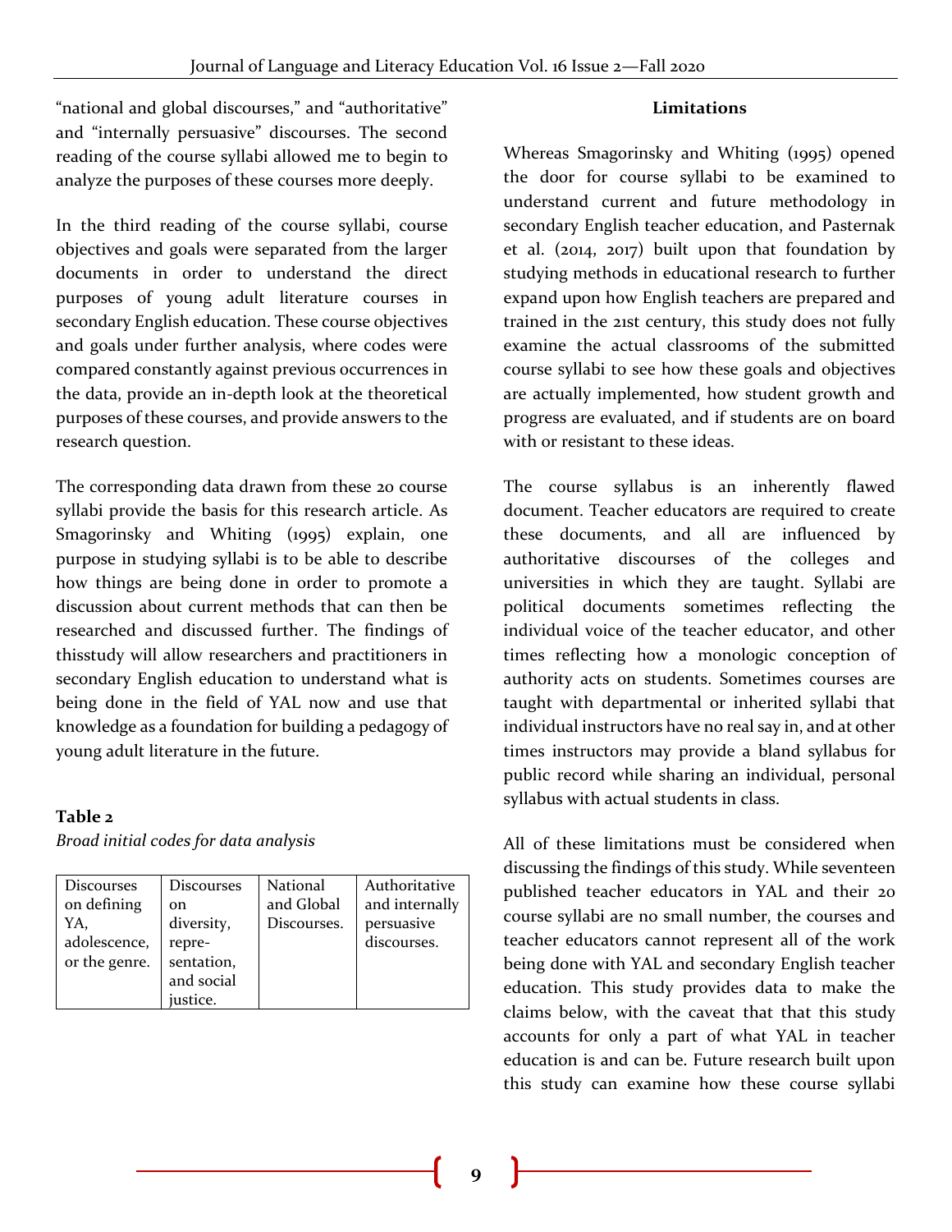"national and global discourses," and "authoritative" and "internally persuasive" discourses. The second reading of the course syllabi allowed me to begin to analyze the purposes of these courses more deeply.

In the third reading of the course syllabi, course objectives and goals were separated from the larger documents in order to understand the direct purposes of young adult literature courses in secondary English education. These course objectives and goals under further analysis, where codes were compared constantly against previous occurrences in the data, provide an in-depth look at the theoretical purposes of these courses, and provide answers to the research question.

The corresponding data drawn from these 20 course syllabi provide the basis for this research article. As Smagorinsky and Whiting (1995) explain, one purpose in studying syllabi is to be able to describe how things are being done in order to promote a discussion about current methods that can then be researched and discussed further. The findings of thisstudy will allow researchers and practitioners in secondary English education to understand what is being done in the field of YAL now and use that knowledge as a foundation for building a pedagogy of young adult literature in the future.

**Table 2**

*Broad initial codes for data analysis*

| Discourses on defining YA, adolescence, or the genre. | Discourses on diversity, representation, and social justice. | National and Global Discourses. | Authoritative and internally persuasive discourses. |
|---|---|---|---|

## Limitations

Whereas Smagorinsky and Whiting (1995) opened the door for course syllabi to be examined to understand current and future methodology in secondary English teacher education, and Pasternak et al. (2014, 2017) built upon that foundation by studying methods in educational research to further expand upon how English teachers are prepared and trained in the 21st century, this study does not fully examine the actual classrooms of the submitted course syllabi to see how these goals and objectives are actually implemented, how student growth and progress are evaluated, and if students are on board with or resistant to these ideas.

The course syllabus is an inherently flawed document. Teacher educators are required to create these documents, and all are influenced by authoritative discourses of the colleges and universities in which they are taught. Syllabi are political documents sometimes reflecting the individual voice of the teacher educator, and other times reflecting how a monologic conception of authority acts on students. Sometimes courses are taught with departmental or inherited syllabi that individual instructors have no real say in, and at other times instructors may provide a bland syllabus for public record while sharing an individual, personal syllabus with actual students in class.

All of these limitations must be considered when discussing the findings of this study. While seventeen published teacher educators in YAL and their 20 course syllabi are no small number, the courses and teacher educators cannot represent all of the work being done with YAL and secondary English teacher education. This study provides data to make the claims below, with the caveat that that this study accounts for only a part of what YAL in teacher education is and can be. Future research built upon this study can examine how these course syllabi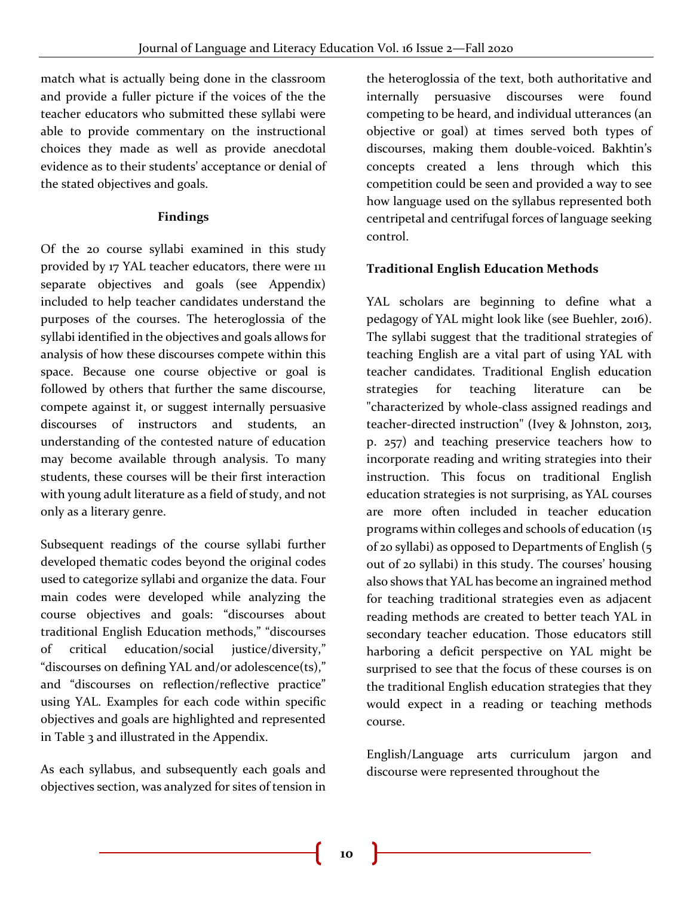match what is actually being done in the classroom and provide a fuller picture if the voices of the the teacher educators who submitted these syllabi were able to provide commentary on the instructional choices they made as well as provide anecdotal evidence as to their students' acceptance or denial of the stated objectives and goals.

## Findings

Of the 20 course syllabi examined in this study provided by 17 YAL teacher educators, there were 111 separate objectives and goals (see Appendix) included to help teacher candidates understand the purposes of the courses. The heteroglossia of the syllabi identified in the objectives and goals allows for analysis of how these discourses compete within this space. Because one course objective or goal is followed by others that further the same discourse, compete against it, or suggest internally persuasive discourses of instructors and students, an understanding of the contested nature of education may become available through analysis. To many students, these courses will be their first interaction with young adult literature as a field of study, and not only as a literary genre.

Subsequent readings of the course syllabi further developed thematic codes beyond the original codes used to categorize syllabi and organize the data. Four main codes were developed while analyzing the course objectives and goals: "discourses about traditional English Education methods," "discourses of critical education/social justice/diversity," "discourses on defining YAL and/or adolescence(ts)," and "discourses on reflection/reflective practice" using YAL. Examples for each code within specific objectives and goals are highlighted and represented in Table 3 and illustrated in the Appendix.

As each syllabus, and subsequently each goals and objectives section, was analyzed for sites of tension in the heteroglossia of the text, both authoritative and internally persuasive discourses were found competing to be heard, and individual utterances (an objective or goal) at times served both types of discourses, making them double-voiced. Bakhtin's concepts created a lens through which this competition could be seen and provided a way to see how language used on the syllabus represented both centripetal and centrifugal forces of language seeking control.

### Traditional English Education Methods

YAL scholars are beginning to define what a pedagogy of YAL might look like (see Buehler, 2016). The syllabi suggest that the traditional strategies of teaching English are a vital part of using YAL with teacher candidates. Traditional English education strategies for teaching literature can be "characterized by whole-class assigned readings and teacher-directed instruction" (Ivey & Johnston, 2013, p. 257) and teaching preservice teachers how to incorporate reading and writing strategies into their instruction. This focus on traditional English education strategies is not surprising, as YAL courses are more often included in teacher education programs within colleges and schools of education (15 of 20 syllabi) as opposed to Departments of English (5 out of 20 syllabi) in this study. The courses' housing also shows that YAL has become an ingrained method for teaching traditional strategies even as adjacent reading methods are created to better teach YAL in secondary teacher education. Those educators still harboring a deficit perspective on YAL might be surprised to see that the focus of these courses is on the traditional English education strategies that they would expect in a reading or teaching methods course.

English/Language arts curriculum jargon and discourse were represented throughout the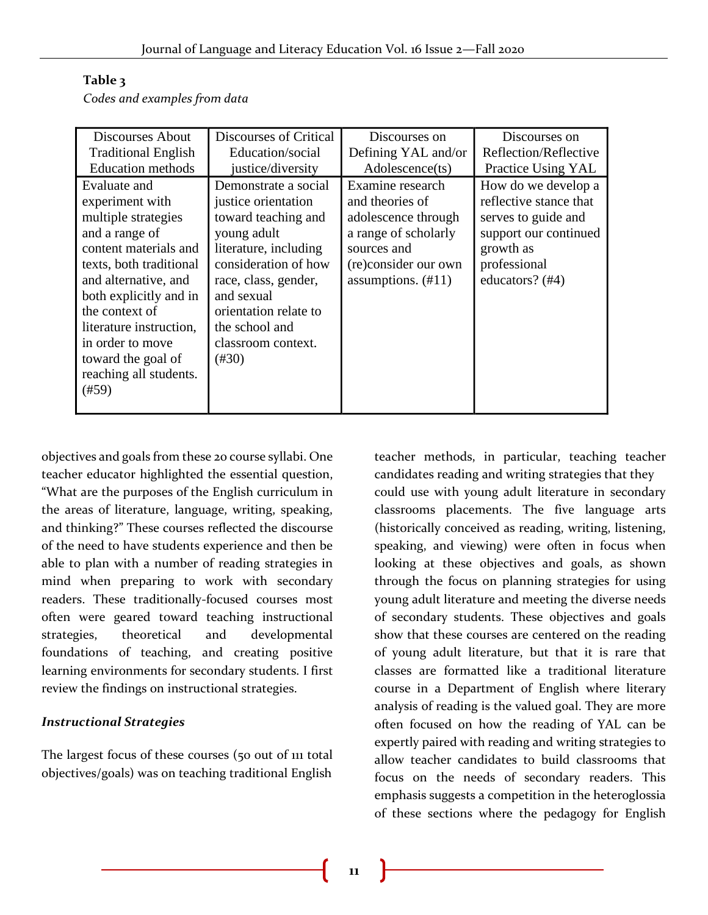**Table 3**

*Codes and examples from data*

| Discourses About Traditional English Education methods | Discourses of Critical Education/social justice/diversity | Discourses on Defining YAL and/or Adolescence(ts) | Discourses on Reflection/Reflective Practice Using YAL |
|---|---|---|---|
| Evaluate and experiment with multiple strategies and a range of content materials and texts, both traditional and alternative, and both explicitly and in the context of literature instruction, in order to move toward the goal of reaching all students. (#59) | Demonstrate a social justice orientation toward teaching and young adult literature, including consideration of how race, class, gender, and sexual orientation relate to the school and classroom context. (#30) | Examine research and theories of adolescence through a range of scholarly sources and (re)consider our own assumptions. (#11) | How do we develop a reflective stance that serves to guide and support our continued growth as professional educators? (#4) |

objectives and goals from these 20 course syllabi. One teacher educator highlighted the essential question, "What are the purposes of the English curriculum in the areas of literature, language, writing, speaking, and thinking?" These courses reflected the discourse of the need to have students experience and then be able to plan with a number of reading strategies in mind when preparing to work with secondary readers. These traditionally-focused courses most often were geared toward teaching instructional strategies, theoretical and developmental foundations of teaching, and creating positive learning environments for secondary students. I first review the findings on instructional strategies.

### *Instructional Strategies*

The largest focus of these courses (50 out of 111 total objectives/goals) was on teaching traditional English teacher methods, in particular, teaching teacher candidates reading and writing strategies that they could use with young adult literature in secondary classrooms placements. The five language arts (historically conceived as reading, writing, listening, speaking, and viewing) were often in focus when looking at these objectives and goals, as shown through the focus on planning strategies for using young adult literature and meeting the diverse needs of secondary students. These objectives and goals show that these courses are centered on the reading of young adult literature, but that it is rare that classes are formatted like a traditional literature course in a Department of English where literary analysis of reading is the valued goal. They are more often focused on how the reading of YAL can be expertly paired with reading and writing strategies to allow teacher candidates to build classrooms that focus on the needs of secondary readers. This emphasis suggests a competition in the heteroglossia of these sections where the pedagogy for English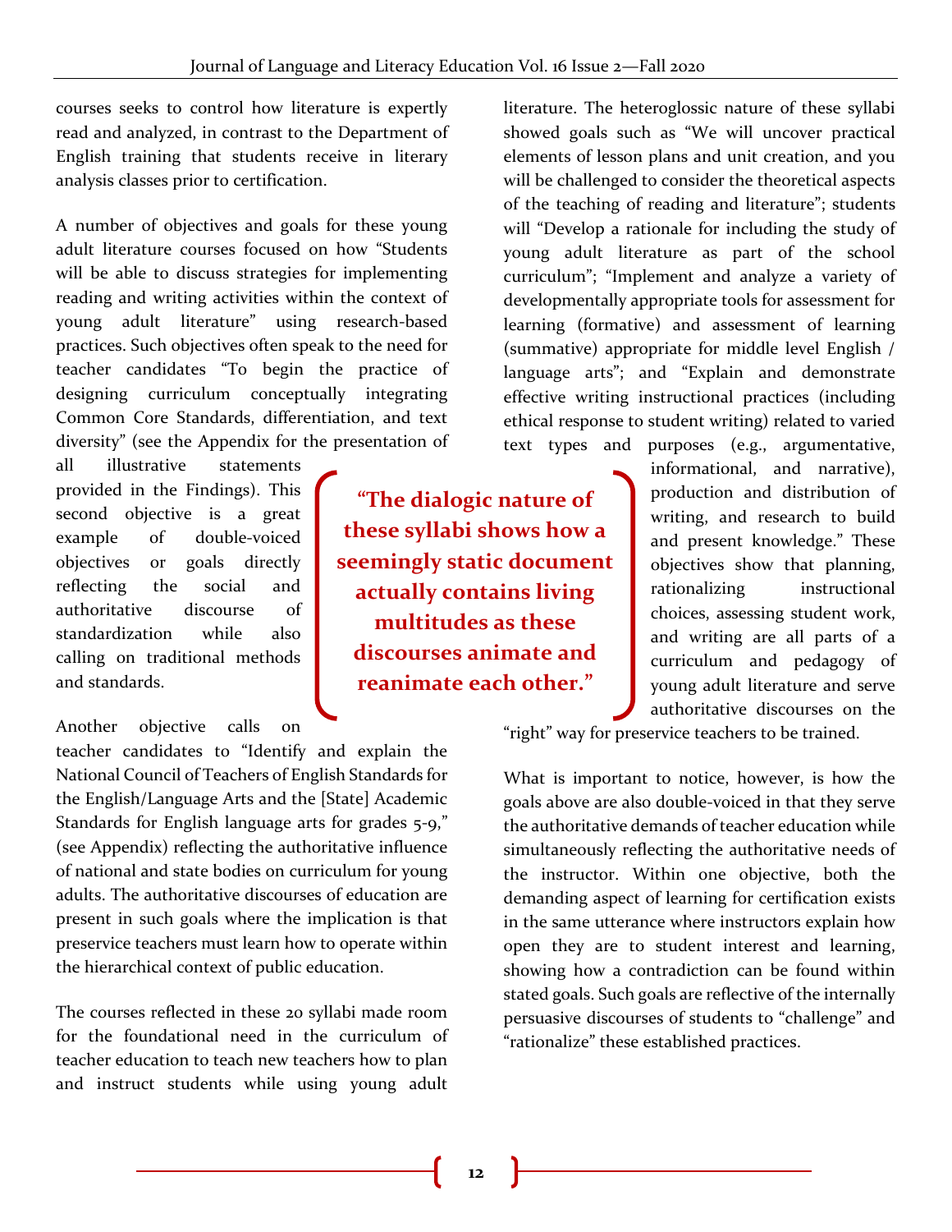courses seeks to control how literature is expertly read and analyzed, in contrast to the Department of English training that students receive in literary analysis classes prior to certification.

A number of objectives and goals for these young adult literature courses focused on how "Students will be able to discuss strategies for implementing reading and writing activities within the context of young adult literature" using research-based practices. Such objectives often speak to the need for teacher candidates "To begin the practice of designing curriculum conceptually integrating Common Core Standards, differentiation, and text diversity" (see the Appendix for the presentation of all illustrative statements provided in the Findings). This second objective is a great example of double-voiced objectives or goals directly reflecting the social and authoritative discourse of standardization while also calling on traditional methods and standards.

> **"The dialogic nature of these syllabi shows how a seemingly static document actually contains living multitudes as these discourses animate and reanimate each other."**

Another objective calls on teacher candidates to "Identify and explain the National Council of Teachers of English Standards for the English/Language Arts and the [State] Academic Standards for English language arts for grades 5-9," (see Appendix) reflecting the authoritative influence of national and state bodies on curriculum for young adults. The authoritative discourses of education are present in such goals where the implication is that preservice teachers must learn how to operate within the hierarchical context of public education.

The courses reflected in these 20 syllabi made room for the foundational need in the curriculum of teacher education to teach new teachers how to plan and instruct students while using young adult literature. The heteroglossic nature of these syllabi showed goals such as "We will uncover practical elements of lesson plans and unit creation, and you will be challenged to consider the theoretical aspects of the teaching of reading and literature"; students will "Develop a rationale for including the study of young adult literature as part of the school curriculum"; "Implement and analyze a variety of developmentally appropriate tools for assessment for learning (formative) and assessment of learning (summative) appropriate for middle level English / language arts"; and "Explain and demonstrate effective writing instructional practices (including ethical response to student writing) related to varied text types and purposes (e.g., argumentative, informational, and narrative), production and distribution of writing, and research to build and present knowledge." These objectives show that planning, rationalizing instructional choices, assessing student work, and writing are all parts of a curriculum and pedagogy of young adult literature and serve authoritative discourses on the "right" way for preservice teachers to be trained.

What is important to notice, however, is how the goals above are also double-voiced in that they serve the authoritative demands of teacher education while simultaneously reflecting the authoritative needs of the instructor. Within one objective, both the demanding aspect of learning for certification exists in the same utterance where instructors explain how open they are to student interest and learning, showing how a contradiction can be found within stated goals. Such goals are reflective of the internally persuasive discourses of students to "challenge" and "rationalize" these established practices.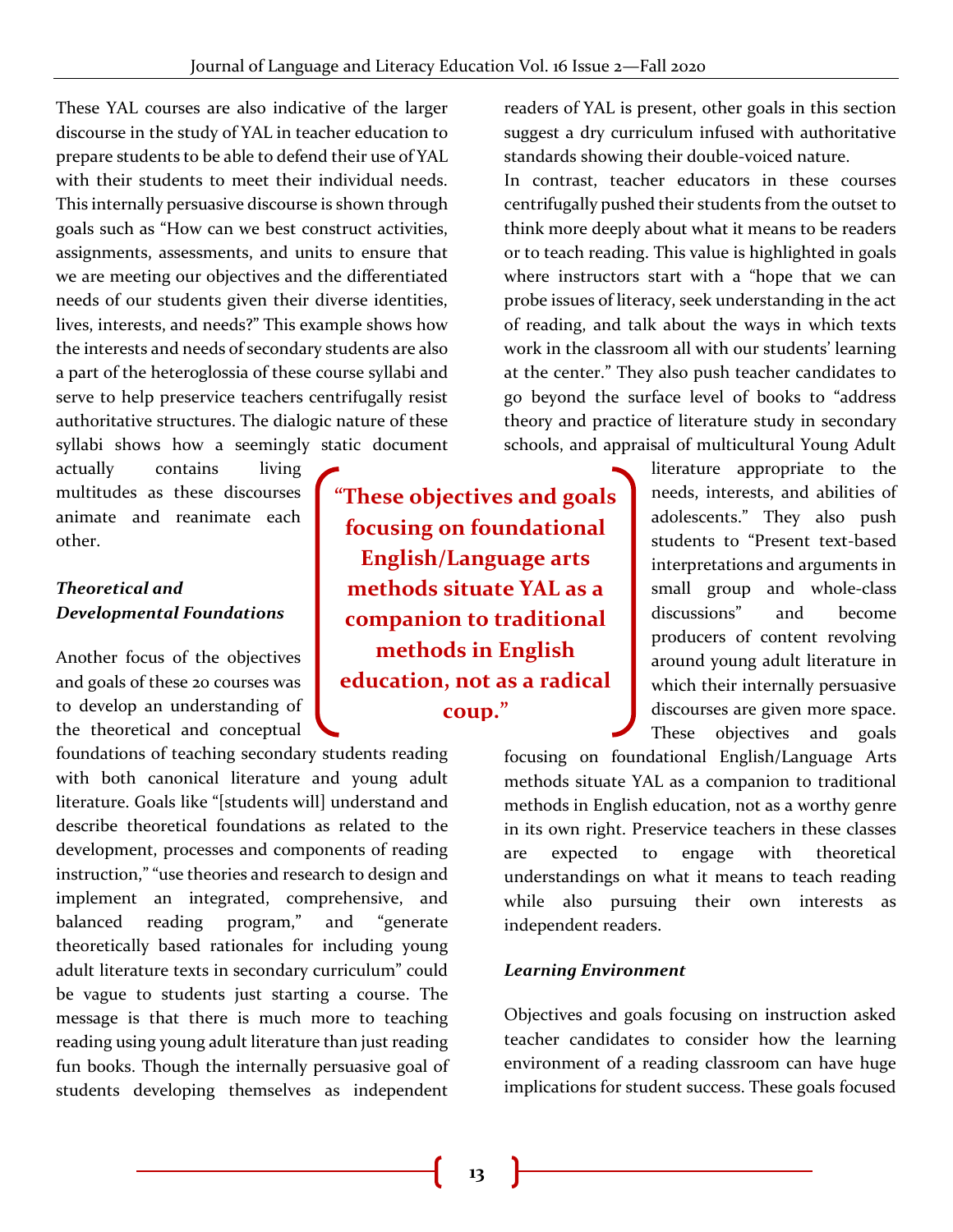These YAL courses are also indicative of the larger discourse in the study of YAL in teacher education to prepare students to be able to defend their use of YAL with their students to meet their individual needs. This internally persuasive discourse is shown through goals such as "How can we best construct activities, assignments, assessments, and units to ensure that we are meeting our objectives and the differentiated needs of our students given their diverse identities, lives, interests, and needs?" This example shows how the interests and needs of secondary students are also a part of the heteroglossia of these course syllabi and serve to help preservice teachers centrifugally resist authoritative structures. The dialogic nature of these syllabi shows how a seemingly static document actually contains living multitudes as these discourses animate and reanimate each other.

### *Theoretical and Developmental Foundations*

Another focus of the objectives and goals of these 20 courses was to develop an understanding of the theoretical and conceptual foundations of teaching secondary students reading with both canonical literature and young adult literature. Goals like "[students will] understand and describe theoretical foundations as related to the development, processes and components of reading instruction," "use theories and research to design and implement an integrated, comprehensive, and balanced reading program," and "generate theoretically based rationales for including young adult literature texts in secondary curriculum" could be vague to students just starting a course. The message is that there is much more to teaching reading using young adult literature than just reading fun books. Though the internally persuasive goal of students developing themselves as independent readers of YAL is present, other goals in this section suggest a dry curriculum infused with authoritative standards showing their double-voiced nature.

In contrast, teacher educators in these courses centrifugally pushed their students from the outset to think more deeply about what it means to be readers or to teach reading. This value is highlighted in goals where instructors start with a "hope that we can probe issues of literacy, seek understanding in the act of reading, and talk about the ways in which texts work in the classroom all with our students' learning at the center." They also push teacher candidates to go beyond the surface level of books to "address theory and practice of literature study in secondary schools, and appraisal of multicultural Young Adult literature appropriate to the needs, interests, and abilities of adolescents." They also push students to "Present text-based interpretations and arguments in small group and whole-class discussions" and become producers of content revolving around young adult literature in which their internally persuasive discourses are given more space. These objectives and goals focusing on foundational English/Language Arts methods situate YAL as a companion to traditional methods in English education, not as a worthy genre in its own right. Preservice teachers in these classes are expected to engage with theoretical understandings on what it means to teach reading while also pursuing their own interests as independent readers.

> **"These objectives and goals focusing on foundational English/Language arts methods situate YAL as a companion to traditional methods in English education, not as a radical coup."**

### *Learning Environment*

Objectives and goals focusing on instruction asked teacher candidates to consider how the learning environment of a reading classroom can have huge implications for student success. These goals focused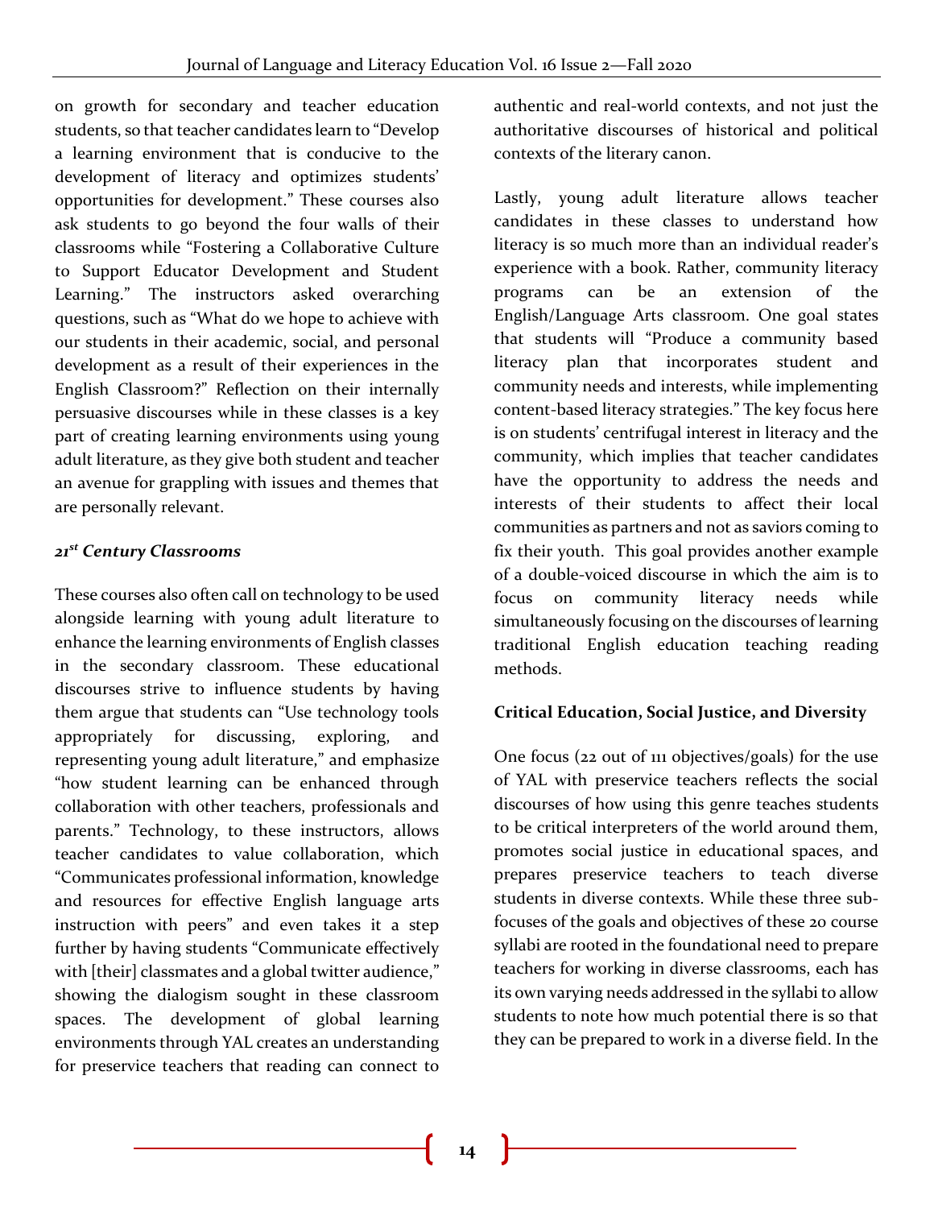on growth for secondary and teacher education students, so that teacher candidates learn to "Develop a learning environment that is conducive to the development of literacy and optimizes students' opportunities for development." These courses also ask students to go beyond the four walls of their classrooms while "Fostering a Collaborative Culture to Support Educator Development and Student Learning." The instructors asked overarching questions, such as "What do we hope to achieve with our students in their academic, social, and personal development as a result of their experiences in the English Classroom?" Reflection on their internally persuasive discourses while in these classes is a key part of creating learning environments using young adult literature, as they give both student and teacher an avenue for grappling with issues and themes that are personally relevant.

### *21st Century Classrooms*

These courses also often call on technology to be used alongside learning with young adult literature to enhance the learning environments of English classes in the secondary classroom. These educational discourses strive to influence students by having them argue that students can "Use technology tools appropriately for discussing, exploring, and representing young adult literature," and emphasize "how student learning can be enhanced through collaboration with other teachers, professionals and parents." Technology, to these instructors, allows teacher candidates to value collaboration, which "Communicates professional information, knowledge and resources for effective English language arts instruction with peers" and even takes it a step further by having students "Communicate effectively with [their] classmates and a global twitter audience," showing the dialogism sought in these classroom spaces. The development of global learning environments through YAL creates an understanding for preservice teachers that reading can connect to authentic and real-world contexts, and not just the authoritative discourses of historical and political contexts of the literary canon.

Lastly, young adult literature allows teacher candidates in these classes to understand how literacy is so much more than an individual reader's experience with a book. Rather, community literacy programs can be an extension of the English/Language Arts classroom. One goal states that students will "Produce a community based literacy plan that incorporates student and community needs and interests, while implementing content-based literacy strategies." The key focus here is on students' centrifugal interest in literacy and the community, which implies that teacher candidates have the opportunity to address the needs and interests of their students to affect their local communities as partners and not as saviors coming to fix their youth. This goal provides another example of a double-voiced discourse in which the aim is to focus on community literacy needs while simultaneously focusing on the discourses of learning traditional English education teaching reading methods.

### **Critical Education, Social Justice, and Diversity**

One focus (22 out of 111 objectives/goals) for the use of YAL with preservice teachers reflects the social discourses of how using this genre teaches students to be critical interpreters of the world around them, promotes social justice in educational spaces, and prepares preservice teachers to teach diverse students in diverse contexts. While these three sub-focuses of the goals and objectives of these 20 course syllabi are rooted in the foundational need to prepare teachers for working in diverse classrooms, each has its own varying needs addressed in the syllabi to allow students to note how much potential there is so that they can be prepared to work in a diverse field. In the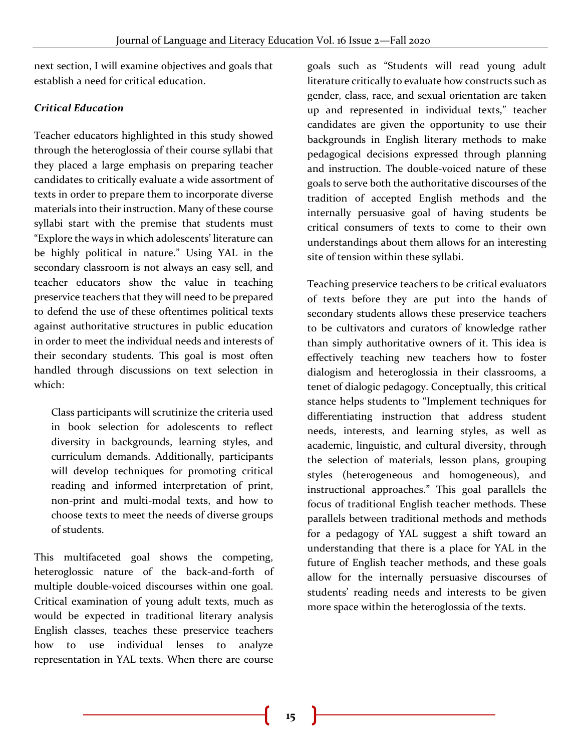next section, I will examine objectives and goals that establish a need for critical education.

### *Critical Education*

Teacher educators highlighted in this study showed through the heteroglossia of their course syllabi that they placed a large emphasis on preparing teacher candidates to critically evaluate a wide assortment of texts in order to prepare them to incorporate diverse materials into their instruction. Many of these course syllabi start with the premise that students must "Explore the ways in which adolescents' literature can be highly political in nature." Using YAL in the secondary classroom is not always an easy sell, and teacher educators show the value in teaching preservice teachers that they will need to be prepared to defend the use of these oftentimes political texts against authoritative structures in public education in order to meet the individual needs and interests of their secondary students. This goal is most often handled through discussions on text selection in which:

> Class participants will scrutinize the criteria used in book selection for adolescents to reflect diversity in backgrounds, learning styles, and curriculum demands. Additionally, participants will develop techniques for promoting critical reading and informed interpretation of print, non-print and multi-modal texts, and how to choose texts to meet the needs of diverse groups of students.

This multifaceted goal shows the competing, heteroglossic nature of the back-and-forth of multiple double-voiced discourses within one goal. Critical examination of young adult texts, much as would be expected in traditional literary analysis English classes, teaches these preservice teachers how to use individual lenses to analyze representation in YAL texts. When there are course goals such as "Students will read young adult literature critically to evaluate how constructs such as gender, class, race, and sexual orientation are taken up and represented in individual texts," teacher candidates are given the opportunity to use their backgrounds in English literary methods to make pedagogical decisions expressed through planning and instruction. The double-voiced nature of these goals to serve both the authoritative discourses of the tradition of accepted English methods and the internally persuasive goal of having students be critical consumers of texts to come to their own understandings about them allows for an interesting site of tension within these syllabi.

Teaching preservice teachers to be critical evaluators of texts before they are put into the hands of secondary students allows these preservice teachers to be cultivators and curators of knowledge rather than simply authoritative owners of it. This idea is effectively teaching new teachers how to foster dialogism and heteroglossia in their classrooms, a tenet of dialogic pedagogy. Conceptually, this critical stance helps students to "Implement techniques for differentiating instruction that address student needs, interests, and learning styles, as well as academic, linguistic, and cultural diversity, through the selection of materials, lesson plans, grouping styles (heterogeneous and homogeneous), and instructional approaches." This goal parallels the focus of traditional English teacher methods. These parallels between traditional methods and methods for a pedagogy of YAL suggest a shift toward an understanding that there is a place for YAL in the future of English teacher methods, and these goals allow for the internally persuasive discourses of students' reading needs and interests to be given more space within the heteroglossia of the texts.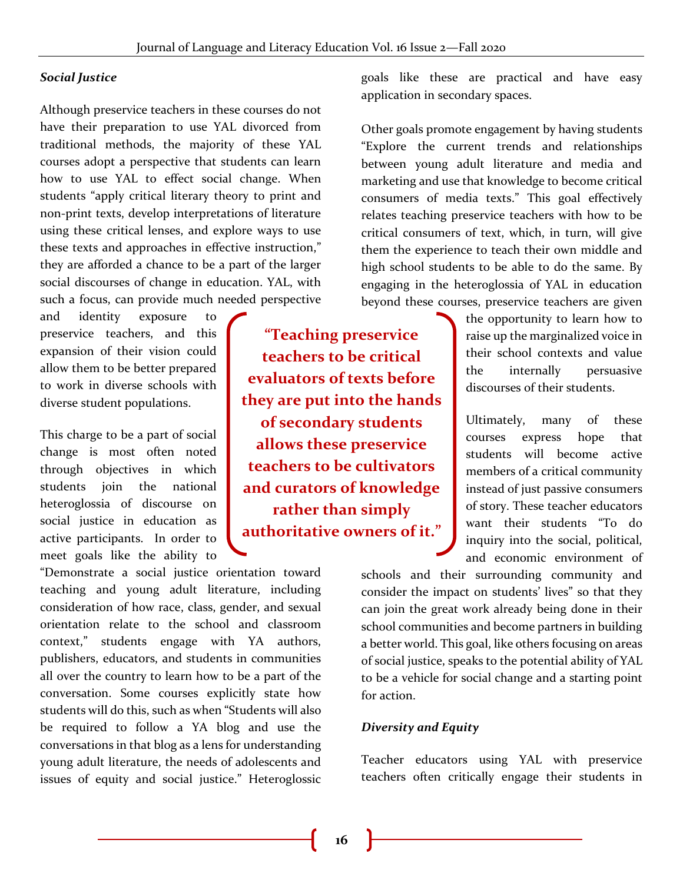### *Social Justice*

Although preservice teachers in these courses do not have their preparation to use YAL divorced from traditional methods, the majority of these YAL courses adopt a perspective that students can learn how to use YAL to effect social change. When students "apply critical literary theory to print and non-print texts, develop interpretations of literature using these critical lenses, and explore ways to use these texts and approaches in effective instruction," they are afforded a chance to be a part of the larger social discourses of change in education. YAL, with such a focus, can provide much needed perspective and identity exposure to preservice teachers, and this expansion of their vision could allow them to be better prepared to work in diverse schools with diverse student populations.

This charge to be a part of social change is most often noted through objectives in which students join the national heteroglossia of discourse on social justice in education as active participants. In order to meet goals like the ability to "Demonstrate a social justice orientation toward teaching and young adult literature, including consideration of how race, class, gender, and sexual orientation relate to the school and classroom context," students engage with YA authors, publishers, educators, and students in communities all over the country to learn how to be a part of the conversation. Some courses explicitly state how students will do this, such as when "Students will also be required to follow a YA blog and use the conversations in that blog as a lens for understanding young adult literature, the needs of adolescents and issues of equity and social justice." Heteroglossic goals like these are practical and have easy application in secondary spaces.

> **"Teaching preservice teachers to be critical evaluators of texts before they are put into the hands of secondary students allows these preservice teachers to be cultivators and curators of knowledge rather than simply authoritative owners of it."**

Other goals promote engagement by having students "Explore the current trends and relationships between young adult literature and media and marketing and use that knowledge to become critical consumers of media texts." This goal effectively relates teaching preservice teachers with how to be critical consumers of text, which, in turn, will give them the experience to teach their own middle and high school students to be able to do the same. By engaging in the heteroglossia of YAL in education beyond these courses, preservice teachers are given the opportunity to learn how to raise up the marginalized voice in their school contexts and value the internally persuasive discourses of their students.

Ultimately, many of these courses express hope that students will become active members of a critical community instead of just passive consumers of story. These teacher educators want their students "To do inquiry into the social, political, and economic environment of schools and their surrounding community and consider the impact on students' lives" so that they can join the great work already being done in their school communities and become partners in building a better world. This goal, like others focusing on areas of social justice, speaks to the potential ability of YAL to be a vehicle for social change and a starting point for action.

### *Diversity and Equity*

Teacher educators using YAL with preservice teachers often critically engage their students in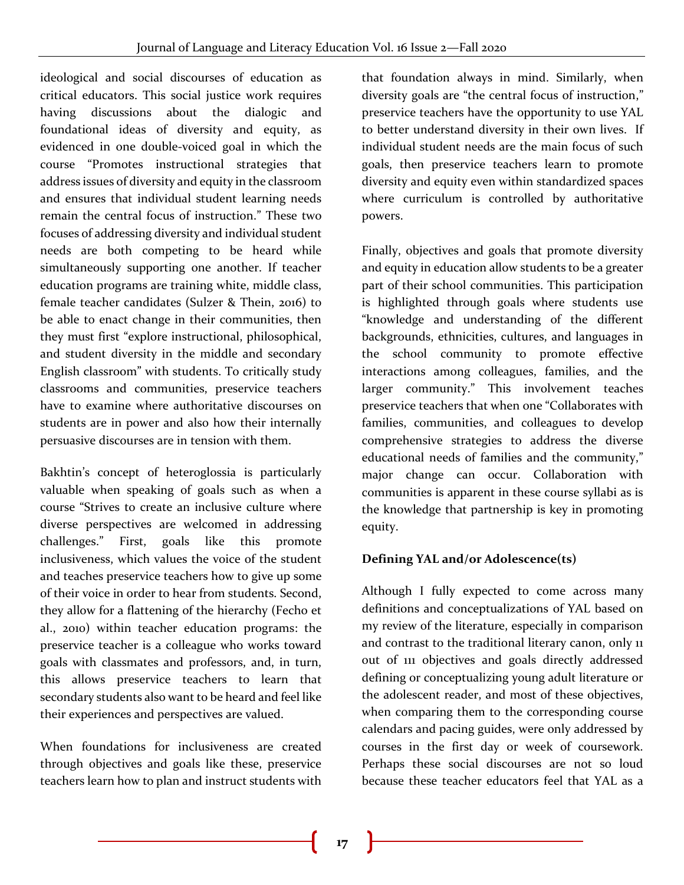ideological and social discourses of education as critical educators. This social justice work requires having discussions about the dialogic and foundational ideas of diversity and equity, as evidenced in one double-voiced goal in which the course "Promotes instructional strategies that address issues of diversity and equity in the classroom and ensures that individual student learning needs remain the central focus of instruction." These two focuses of addressing diversity and individual student needs are both competing to be heard while simultaneously supporting one another. If teacher education programs are training white, middle class, female teacher candidates (Sulzer & Thein, 2016) to be able to enact change in their communities, then they must first "explore instructional, philosophical, and student diversity in the middle and secondary English classroom" with students. To critically study classrooms and communities, preservice teachers have to examine where authoritative discourses on students are in power and also how their internally persuasive discourses are in tension with them.

Bakhtin's concept of heteroglossia is particularly valuable when speaking of goals such as when a course "Strives to create an inclusive culture where diverse perspectives are welcomed in addressing challenges." First, goals like this promote inclusiveness, which values the voice of the student and teaches preservice teachers how to give up some of their voice in order to hear from students. Second, they allow for a flattening of the hierarchy (Fecho et al., 2010) within teacher education programs: the preservice teacher is a colleague who works toward goals with classmates and professors, and, in turn, this allows preservice teachers to learn that secondary students also want to be heard and feel like their experiences and perspectives are valued.

When foundations for inclusiveness are created through objectives and goals like these, preservice teachers learn how to plan and instruct students with that foundation always in mind. Similarly, when diversity goals are "the central focus of instruction," preservice teachers have the opportunity to use YAL to better understand diversity in their own lives. If individual student needs are the main focus of such goals, then preservice teachers learn to promote diversity and equity even within standardized spaces where curriculum is controlled by authoritative powers.

Finally, objectives and goals that promote diversity and equity in education allow students to be a greater part of their school communities. This participation is highlighted through goals where students use "knowledge and understanding of the different backgrounds, ethnicities, cultures, and languages in the school community to promote effective interactions among colleagues, families, and the larger community." This involvement teaches preservice teachers that when one "Collaborates with families, communities, and colleagues to develop comprehensive strategies to address the diverse educational needs of families and the community," major change can occur. Collaboration with communities is apparent in these course syllabi as is the knowledge that partnership is key in promoting equity.

**Defining YAL and/or Adolescence(ts)**

Although I fully expected to come across many definitions and conceptualizations of YAL based on my review of the literature, especially in comparison and contrast to the traditional literary canon, only 11 out of 111 objectives and goals directly addressed defining or conceptualizing young adult literature or the adolescent reader, and most of these objectives, when comparing them to the corresponding course calendars and pacing guides, were only addressed by courses in the first day or week of coursework. Perhaps these social discourses are not so loud because these teacher educators feel that YAL as a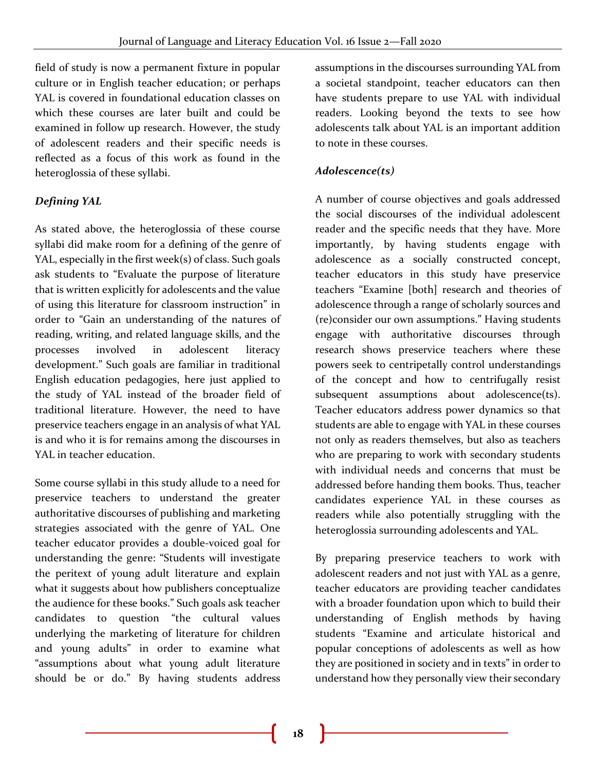field of study is now a permanent fixture in popular culture or in English teacher education; or perhaps YAL is covered in foundational education classes on which these courses are later built and could be examined in follow up research. However, the study of adolescent readers and their specific needs is reflected as a focus of this work as found in the heteroglossia of these syllabi.

### *Defining YAL*

As stated above, the heteroglossia of these course syllabi did make room for a defining of the genre of YAL, especially in the first week(s) of class. Such goals ask students to "Evaluate the purpose of literature that is written explicitly for adolescents and the value of using this literature for classroom instruction" in order to "Gain an understanding of the natures of reading, writing, and related language skills, and the processes involved in adolescent literacy development." Such goals are familiar in traditional English education pedagogies, here just applied to the study of YAL instead of the broader field of traditional literature. However, the need to have preservice teachers engage in an analysis of what YAL is and who it is for remains among the discourses in YAL in teacher education.

Some course syllabi in this study allude to a need for preservice teachers to understand the greater authoritative discourses of publishing and marketing strategies associated with the genre of YAL. One teacher educator provides a double-voiced goal for understanding the genre: "Students will investigate the peritext of young adult literature and explain what it suggests about how publishers conceptualize the audience for these books." Such goals ask teacher candidates to question "the cultural values underlying the marketing of literature for children and young adults" in order to examine what "assumptions about what young adult literature should be or do." By having students address assumptions in the discourses surrounding YAL from a societal standpoint, teacher educators can then have students prepare to use YAL with individual readers. Looking beyond the texts to see how adolescents talk about YAL is an important addition to note in these courses.

### *Adolescence(ts)*

A number of course objectives and goals addressed the social discourses of the individual adolescent reader and the specific needs that they have. More importantly, by having students engage with adolescence as a socially constructed concept, teacher educators in this study have preservice teachers "Examine [both] research and theories of adolescence through a range of scholarly sources and (re)consider our own assumptions." Having students engage with authoritative discourses through research shows preservice teachers where these powers seek to centripetally control understandings of the concept and how to centrifugally resist subsequent assumptions about adolescence(ts). Teacher educators address power dynamics so that students are able to engage with YAL in these courses not only as readers themselves, but also as teachers who are preparing to work with secondary students with individual needs and concerns that must be addressed before handing them books. Thus, teacher candidates experience YAL in these courses as readers while also potentially struggling with the heteroglossia surrounding adolescents and YAL.

By preparing preservice teachers to work with adolescent readers and not just with YAL as a genre, teacher educators are providing teacher candidates with a broader foundation upon which to build their understanding of English methods by having students "Examine and articulate historical and popular conceptions of adolescents as well as how they are positioned in society and in texts" in order to understand how they personally view their secondary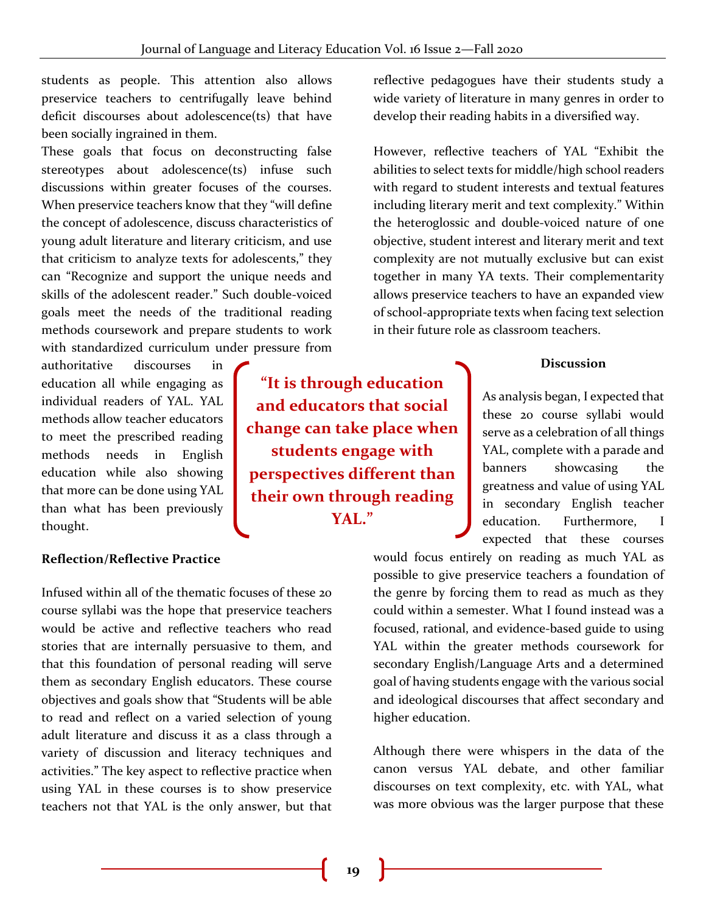students as people. This attention also allows preservice teachers to centrifugally leave behind deficit discourses about adolescence(ts) that have been socially ingrained in them.

These goals that focus on deconstructing false stereotypes about adolescence(ts) infuse such discussions within greater focuses of the courses. When preservice teachers know that they "will define the concept of adolescence, discuss characteristics of young adult literature and literary criticism, and use that criticism to analyze texts for adolescents," they can "Recognize and support the unique needs and skills of the adolescent reader." Such double-voiced goals meet the needs of the traditional reading methods coursework and prepare students to work with standardized curriculum under pressure from authoritative discourses in education all while engaging as individual readers of YAL. YAL methods allow teacher educators to meet the prescribed reading methods needs in English education while also showing that more can be done using YAL than what has been previously thought.

> **"It is through education and educators that social change can take place when students engage with perspectives different than their own through reading YAL."**

### Reflection/Reflective Practice

Infused within all of the thematic focuses of these 20 course syllabi was the hope that preservice teachers would be active and reflective teachers who read stories that are internally persuasive to them, and that this foundation of personal reading will serve them as secondary English educators. These course objectives and goals show that "Students will be able to read and reflect on a varied selection of young adult literature and discuss it as a class through a variety of discussion and literacy techniques and activities." The key aspect to reflective practice when using YAL in these courses is to show preservice teachers not that YAL is the only answer, but that reflective pedagogues have their students study a wide variety of literature in many genres in order to develop their reading habits in a diversified way.

However, reflective teachers of YAL "Exhibit the abilities to select texts for middle/high school readers with regard to student interests and textual features including literary merit and text complexity." Within the heteroglossic and double-voiced nature of one objective, student interest and literary merit and text complexity are not mutually exclusive but can exist together in many YA texts. Their complementarity allows preservice teachers to have an expanded view of school-appropriate texts when facing text selection in their future role as classroom teachers.

## Discussion

As analysis began, I expected that these 20 course syllabi would serve as a celebration of all things YAL, complete with a parade and banners showcasing the greatness and value of using YAL in secondary English teacher education. Furthermore, I expected that these courses would focus entirely on reading as much YAL as possible to give preservice teachers a foundation of the genre by forcing them to read as much as they could within a semester. What I found instead was a focused, rational, and evidence-based guide to using YAL within the greater methods coursework for secondary English/Language Arts and a determined goal of having students engage with the various social and ideological discourses that affect secondary and higher education.

Although there were whispers in the data of the canon versus YAL debate, and other familiar discourses on text complexity, etc. with YAL, what was more obvious was the larger purpose that these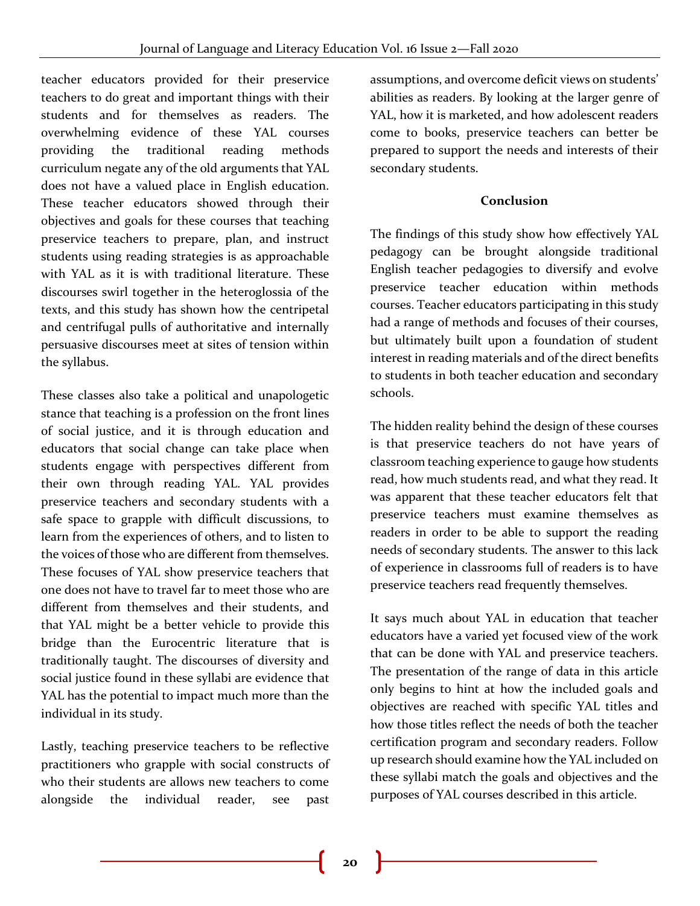teacher educators provided for their preservice teachers to do great and important things with their students and for themselves as readers. The overwhelming evidence of these YAL courses providing the traditional reading methods curriculum negate any of the old arguments that YAL does not have a valued place in English education. These teacher educators showed through their objectives and goals for these courses that teaching preservice teachers to prepare, plan, and instruct students using reading strategies is as approachable with YAL as it is with traditional literature. These discourses swirl together in the heteroglossia of the texts, and this study has shown how the centripetal and centrifugal pulls of authoritative and internally persuasive discourses meet at sites of tension within the syllabus.

These classes also take a political and unapologetic stance that teaching is a profession on the front lines of social justice, and it is through education and educators that social change can take place when students engage with perspectives different from their own through reading YAL. YAL provides preservice teachers and secondary students with a safe space to grapple with difficult discussions, to learn from the experiences of others, and to listen to the voices of those who are different from themselves. These focuses of YAL show preservice teachers that one does not have to travel far to meet those who are different from themselves and their students, and that YAL might be a better vehicle to provide this bridge than the Eurocentric literature that is traditionally taught. The discourses of diversity and social justice found in these syllabi are evidence that YAL has the potential to impact much more than the individual in its study.

Lastly, teaching preservice teachers to be reflective practitioners who grapple with social constructs of who their students are allows new teachers to come alongside the individual reader, see past assumptions, and overcome deficit views on students' abilities as readers. By looking at the larger genre of YAL, how it is marketed, and how adolescent readers come to books, preservice teachers can better be prepared to support the needs and interests of their secondary students.

## Conclusion

The findings of this study show how effectively YAL pedagogy can be brought alongside traditional English teacher pedagogies to diversify and evolve preservice teacher education within methods courses. Teacher educators participating in this study had a range of methods and focuses of their courses, but ultimately built upon a foundation of student interest in reading materials and of the direct benefits to students in both teacher education and secondary schools.

The hidden reality behind the design of these courses is that preservice teachers do not have years of classroom teaching experience to gauge how students read, how much students read, and what they read. It was apparent that these teacher educators felt that preservice teachers must examine themselves as readers in order to be able to support the reading needs of secondary students. The answer to this lack of experience in classrooms full of readers is to have preservice teachers read frequently themselves.

It says much about YAL in education that teacher educators have a varied yet focused view of the work that can be done with YAL and preservice teachers. The presentation of the range of data in this article only begins to hint at how the included goals and objectives are reached with specific YAL titles and how those titles reflect the needs of both the teacher certification program and secondary readers. Follow up research should examine how the YAL included on these syllabi match the goals and objectives and the purposes of YAL courses described in this article.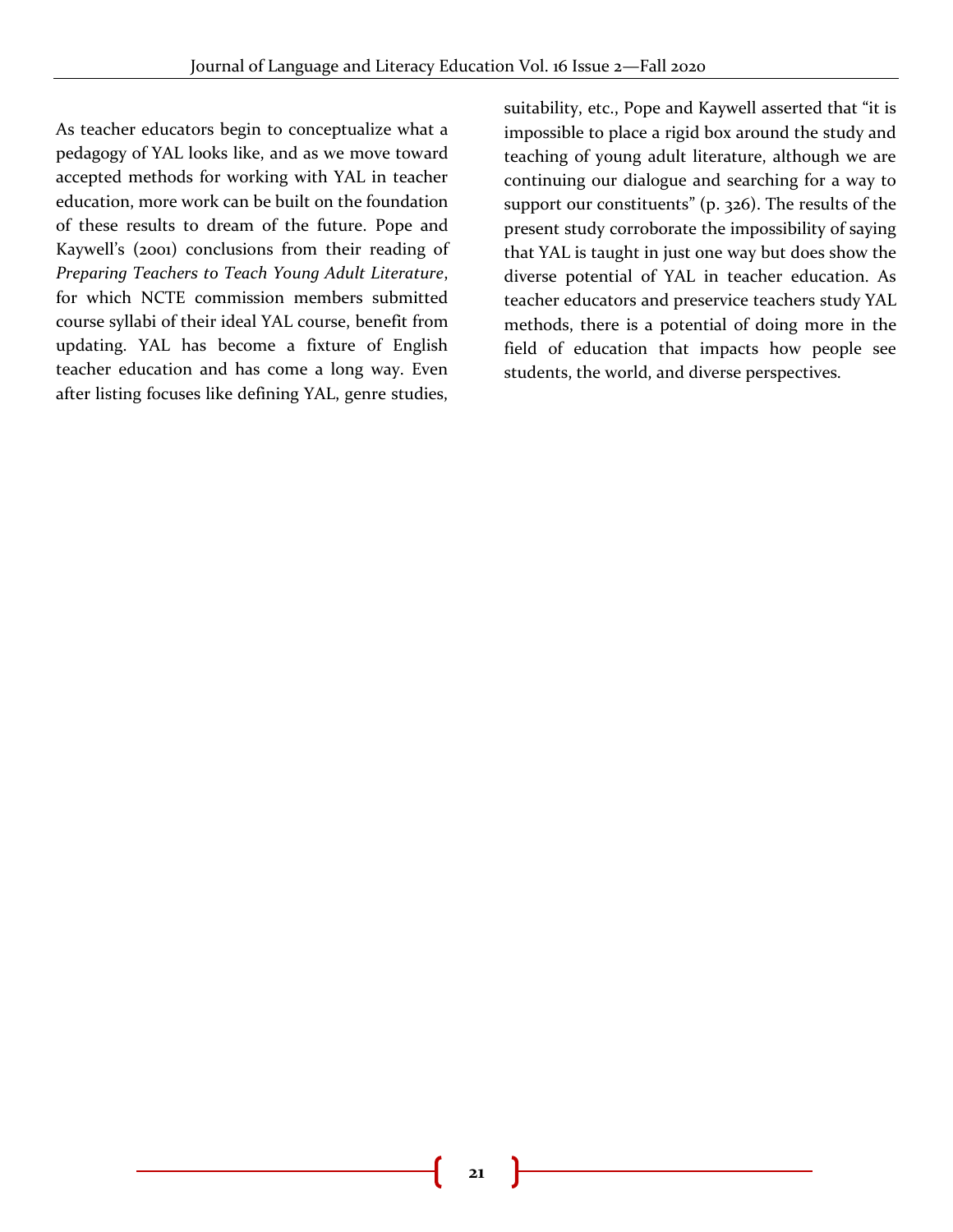As teacher educators begin to conceptualize what a pedagogy of YAL looks like, and as we move toward accepted methods for working with YAL in teacher education, more work can be built on the foundation of these results to dream of the future. Pope and Kaywell's (2001) conclusions from their reading of *Preparing Teachers to Teach Young Adult Literature*, for which NCTE commission members submitted course syllabi of their ideal YAL course, benefit from updating. YAL has become a fixture of English teacher education and has come a long way. Even after listing focuses like defining YAL, genre studies, suitability, etc., Pope and Kaywell asserted that "it is impossible to place a rigid box around the study and teaching of young adult literature, although we are continuing our dialogue and searching for a way to support our constituents" (p. 326). The results of the present study corroborate the impossibility of saying that YAL is taught in just one way but does show the diverse potential of YAL in teacher education. As teacher educators and preservice teachers study YAL methods, there is a potential of doing more in the field of education that impacts how people see students, the world, and diverse perspectives.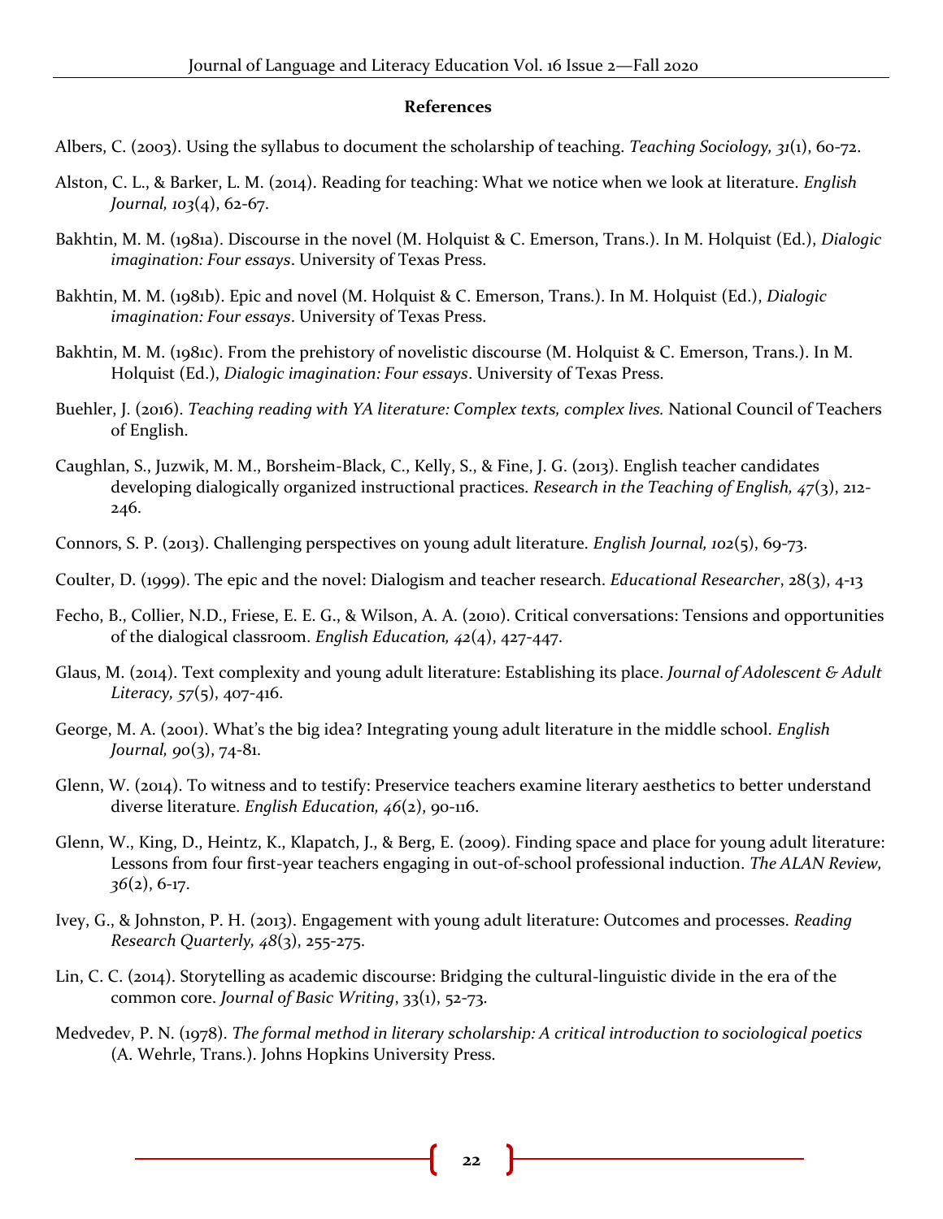**References**

Albers, C. (2003). Using the syllabus to document the scholarship of teaching. *Teaching Sociology, 31*(1), 60-72.

Alston, C. L., & Barker, L. M. (2014). Reading for teaching: What we notice when we look at literature. *English Journal, 103*(4), 62-67.

Bakhtin, M. M. (1981a). Discourse in the novel (M. Holquist & C. Emerson, Trans.). In M. Holquist (Ed.), *Dialogic imagination: Four essays*. University of Texas Press.

Bakhtin, M. M. (1981b). Epic and novel (M. Holquist & C. Emerson, Trans.). In M. Holquist (Ed.), *Dialogic imagination: Four essays*. University of Texas Press.

Bakhtin, M. M. (1981c). From the prehistory of novelistic discourse (M. Holquist & C. Emerson, Trans.). In M. Holquist (Ed.), *Dialogic imagination: Four essays*. University of Texas Press.

Buehler, J. (2016). *Teaching reading with YA literature: Complex texts, complex lives.* National Council of Teachers of English.

Caughlan, S., Juzwik, M. M., Borsheim-Black, C., Kelly, S., & Fine, J. G. (2013). English teacher candidates developing dialogically organized instructional practices. *Research in the Teaching of English, 47*(3), 212-246.

Connors, S. P. (2013). Challenging perspectives on young adult literature. *English Journal, 102*(5), 69-73.

Coulter, D. (1999). The epic and the novel: Dialogism and teacher research. *Educational Researcher*, 28(3), 4-13

Fecho, B., Collier, N.D., Friese, E. E. G., & Wilson, A. A. (2010). Critical conversations: Tensions and opportunities of the dialogical classroom. *English Education, 42*(4), 427-447.

Glaus, M. (2014). Text complexity and young adult literature: Establishing its place. *Journal of Adolescent & Adult Literacy, 57*(5), 407-416.

George, M. A. (2001). What's the big idea? Integrating young adult literature in the middle school. *English Journal, 90*(3), 74-81.

Glenn, W. (2014). To witness and to testify: Preservice teachers examine literary aesthetics to better understand diverse literature. *English Education, 46*(2), 90-116.

Glenn, W., King, D., Heintz, K., Klapatch, J., & Berg, E. (2009). Finding space and place for young adult literature: Lessons from four first-year teachers engaging in out-of-school professional induction. *The ALAN Review, 36*(2), 6-17.

Ivey, G., & Johnston, P. H. (2013). Engagement with young adult literature: Outcomes and processes. *Reading Research Quarterly, 48*(3), 255-275.

Lin, C. C. (2014). Storytelling as academic discourse: Bridging the cultural-linguistic divide in the era of the common core. *Journal of Basic Writing*, 33(1), 52-73.

Medvedev, P. N. (1978). *The formal method in literary scholarship: A critical introduction to sociological poetics* (A. Wehrle, Trans.). Johns Hopkins University Press.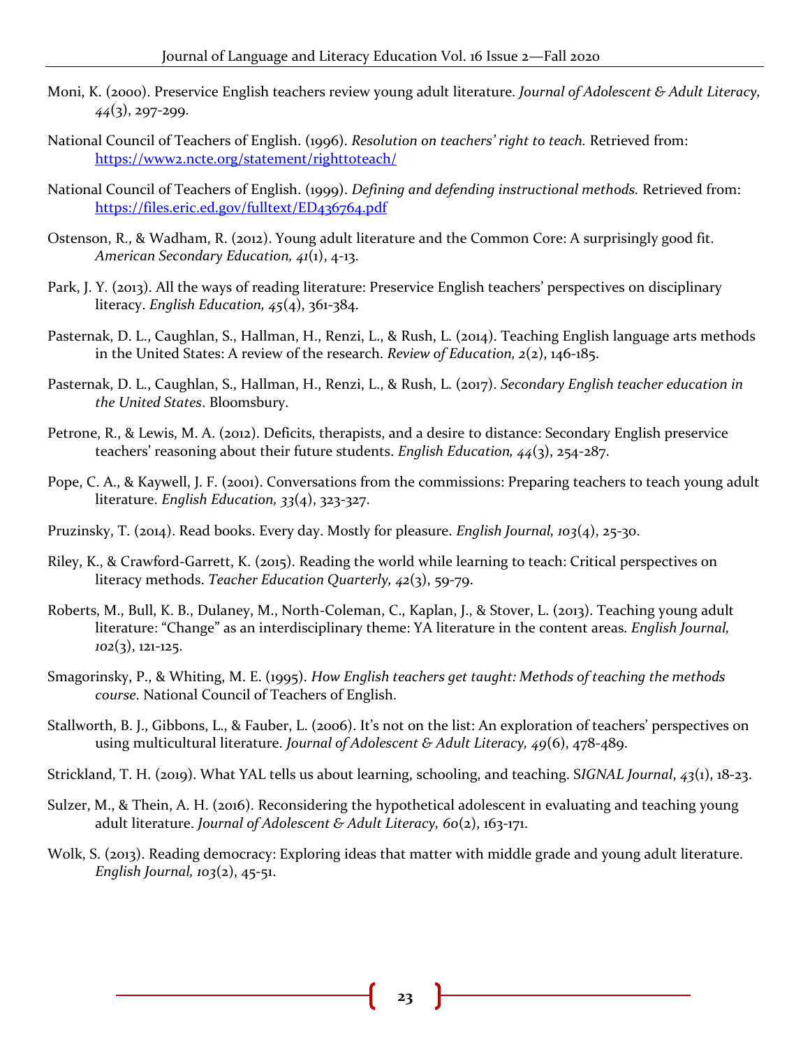Moni, K. (2000). Preservice English teachers review young adult literature. *Journal of Adolescent & Adult Literacy, 44*(3), 297-299.

National Council of Teachers of English. (1996). *Resolution on teachers' right to teach.* Retrieved from: https://www2.ncte.org/statement/righttoteach/

National Council of Teachers of English. (1999). *Defining and defending instructional methods.* Retrieved from: https://files.eric.ed.gov/fulltext/ED436764.pdf

Ostenson, R., & Wadham, R. (2012). Young adult literature and the Common Core: A surprisingly good fit. *American Secondary Education, 41*(1), 4-13.

Park, J. Y. (2013). All the ways of reading literature: Preservice English teachers' perspectives on disciplinary literacy. *English Education, 45*(4), 361-384.

Pasternak, D. L., Caughlan, S., Hallman, H., Renzi, L., & Rush, L. (2014). Teaching English language arts methods in the United States: A review of the research. *Review of Education, 2*(2), 146-185.

Pasternak, D. L., Caughlan, S., Hallman, H., Renzi, L., & Rush, L. (2017). *Secondary English teacher education in the United States*. Bloomsbury.

Petrone, R., & Lewis, M. A. (2012). Deficits, therapists, and a desire to distance: Secondary English preservice teachers' reasoning about their future students. *English Education, 44*(3), 254-287.

Pope, C. A., & Kaywell, J. F. (2001). Conversations from the commissions: Preparing teachers to teach young adult literature. *English Education, 33*(4), 323-327.

Pruzinsky, T. (2014). Read books. Every day. Mostly for pleasure. *English Journal, 103*(4), 25-30.

Riley, K., & Crawford-Garrett, K. (2015). Reading the world while learning to teach: Critical perspectives on literacy methods. *Teacher Education Quarterly, 42*(3), 59-79.

Roberts, M., Bull, K. B., Dulaney, M., North-Coleman, C., Kaplan, J., & Stover, L. (2013). Teaching young adult literature: "Change" as an interdisciplinary theme: YA literature in the content areas. *English Journal, 102*(3), 121-125.

Smagorinsky, P., & Whiting, M. E. (1995). *How English teachers get taught: Methods of teaching the methods course*. National Council of Teachers of English.

Stallworth, B. J., Gibbons, L., & Fauber, L. (2006). It's not on the list: An exploration of teachers' perspectives on using multicultural literature. *Journal of Adolescent & Adult Literacy, 49*(6), 478-489.

Strickland, T. H. (2019). What YAL tells us about learning, schooling, and teaching. S*IGNAL Journal*, *43*(1), 18-23.

Sulzer, M., & Thein, A. H. (2016). Reconsidering the hypothetical adolescent in evaluating and teaching young adult literature. *Journal of Adolescent & Adult Literacy, 60*(2), 163-171.

Wolk, S. (2013). Reading democracy: Exploring ideas that matter with middle grade and young adult literature. *English Journal, 103*(2), 45-51.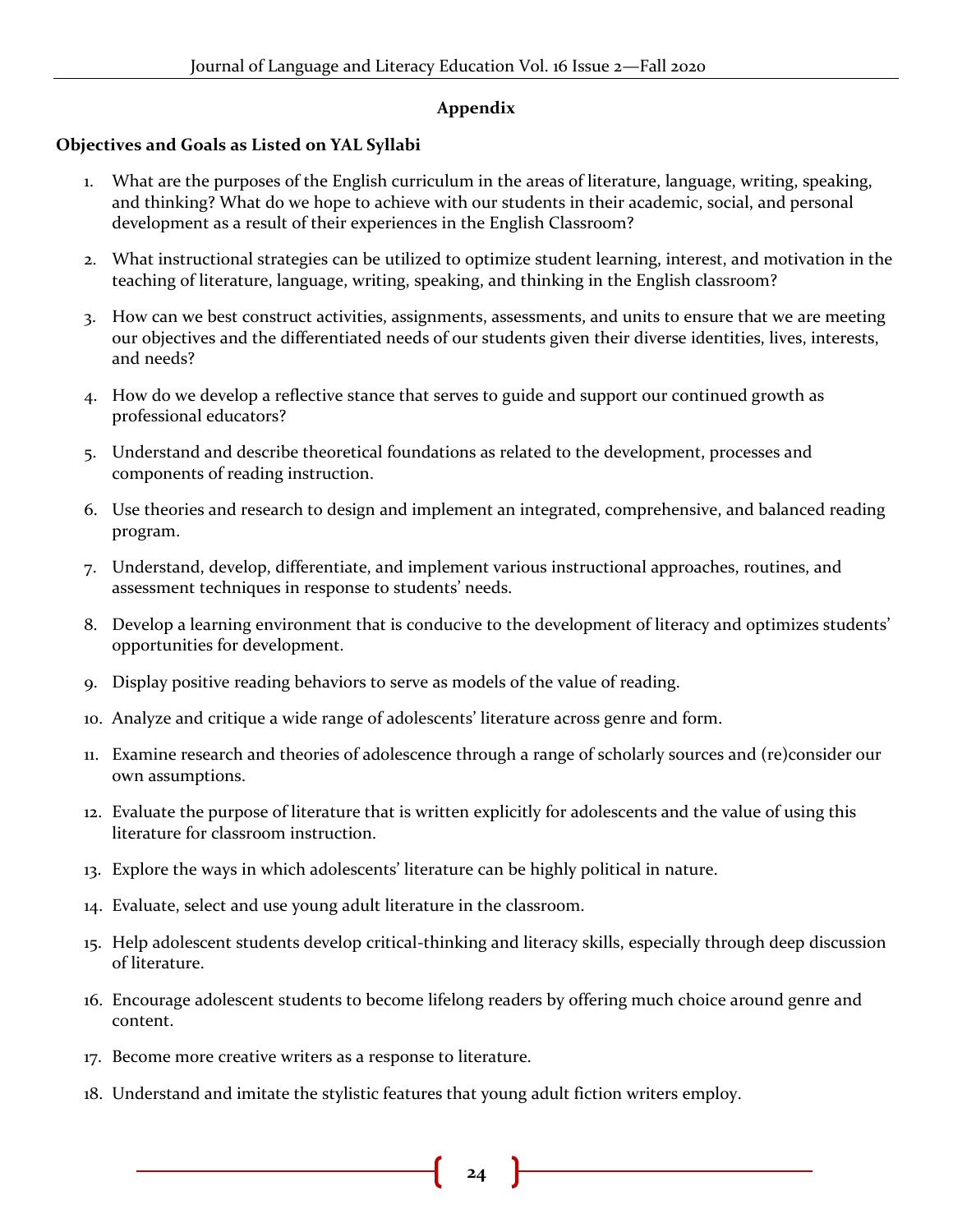## Appendix

### Objectives and Goals as Listed on YAL Syllabi

1. What are the purposes of the English curriculum in the areas of literature, language, writing, speaking, and thinking? What do we hope to achieve with our students in their academic, social, and personal development as a result of their experiences in the English Classroom?

2. What instructional strategies can be utilized to optimize student learning, interest, and motivation in the teaching of literature, language, writing, speaking, and thinking in the English classroom?

3. How can we best construct activities, assignments, assessments, and units to ensure that we are meeting our objectives and the differentiated needs of our students given their diverse identities, lives, interests, and needs?

4. How do we develop a reflective stance that serves to guide and support our continued growth as professional educators?

5. Understand and describe theoretical foundations as related to the development, processes and components of reading instruction.

6. Use theories and research to design and implement an integrated, comprehensive, and balanced reading program.

7. Understand, develop, differentiate, and implement various instructional approaches, routines, and assessment techniques in response to students' needs.

8. Develop a learning environment that is conducive to the development of literacy and optimizes students' opportunities for development.

9. Display positive reading behaviors to serve as models of the value of reading.

10. Analyze and critique a wide range of adolescents' literature across genre and form.

11. Examine research and theories of adolescence through a range of scholarly sources and (re)consider our own assumptions.

12. Evaluate the purpose of literature that is written explicitly for adolescents and the value of using this literature for classroom instruction.

13. Explore the ways in which adolescents' literature can be highly political in nature.

14. Evaluate, select and use young adult literature in the classroom.

15. Help adolescent students develop critical-thinking and literacy skills, especially through deep discussion of literature.

16. Encourage adolescent students to become lifelong readers by offering much choice around genre and content.

17. Become more creative writers as a response to literature.

18. Understand and imitate the stylistic features that young adult fiction writers employ.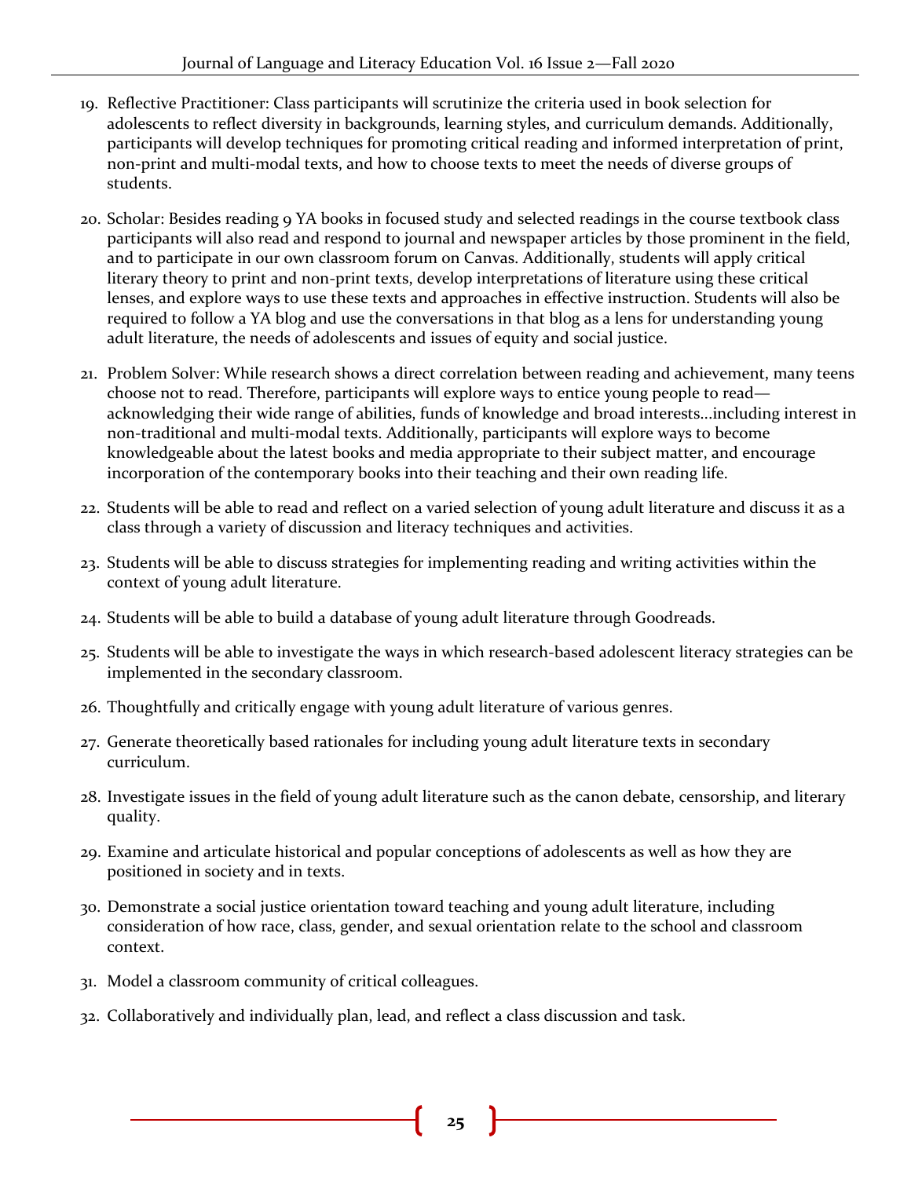19. Reflective Practitioner: Class participants will scrutinize the criteria used in book selection for adolescents to reflect diversity in backgrounds, learning styles, and curriculum demands. Additionally, participants will develop techniques for promoting critical reading and informed interpretation of print, non-print and multi-modal texts, and how to choose texts to meet the needs of diverse groups of students.
20. Scholar: Besides reading 9 YA books in focused study and selected readings in the course textbook class participants will also read and respond to journal and newspaper articles by those prominent in the field, and to participate in our own classroom forum on Canvas. Additionally, students will apply critical literary theory to print and non-print texts, develop interpretations of literature using these critical lenses, and explore ways to use these texts and approaches in effective instruction. Students will also be required to follow a YA blog and use the conversations in that blog as a lens for understanding young adult literature, the needs of adolescents and issues of equity and social justice.
21. Problem Solver: While research shows a direct correlation between reading and achievement, many teens choose not to read. Therefore, participants will explore ways to entice young people to read—acknowledging their wide range of abilities, funds of knowledge and broad interests…including interest in non-traditional and multi-modal texts. Additionally, participants will explore ways to become knowledgeable about the latest books and media appropriate to their subject matter, and encourage incorporation of the contemporary books into their teaching and their own reading life.
22. Students will be able to read and reflect on a varied selection of young adult literature and discuss it as a class through a variety of discussion and literacy techniques and activities.
23. Students will be able to discuss strategies for implementing reading and writing activities within the context of young adult literature.
24. Students will be able to build a database of young adult literature through Goodreads.
25. Students will be able to investigate the ways in which research-based adolescent literacy strategies can be implemented in the secondary classroom.
26. Thoughtfully and critically engage with young adult literature of various genres.
27. Generate theoretically based rationales for including young adult literature texts in secondary curriculum.
28. Investigate issues in the field of young adult literature such as the canon debate, censorship, and literary quality.
29. Examine and articulate historical and popular conceptions of adolescents as well as how they are positioned in society and in texts.
30. Demonstrate a social justice orientation toward teaching and young adult literature, including consideration of how race, class, gender, and sexual orientation relate to the school and classroom context.
31. Model a classroom community of critical colleagues.
32. Collaboratively and individually plan, lead, and reflect a class discussion and task.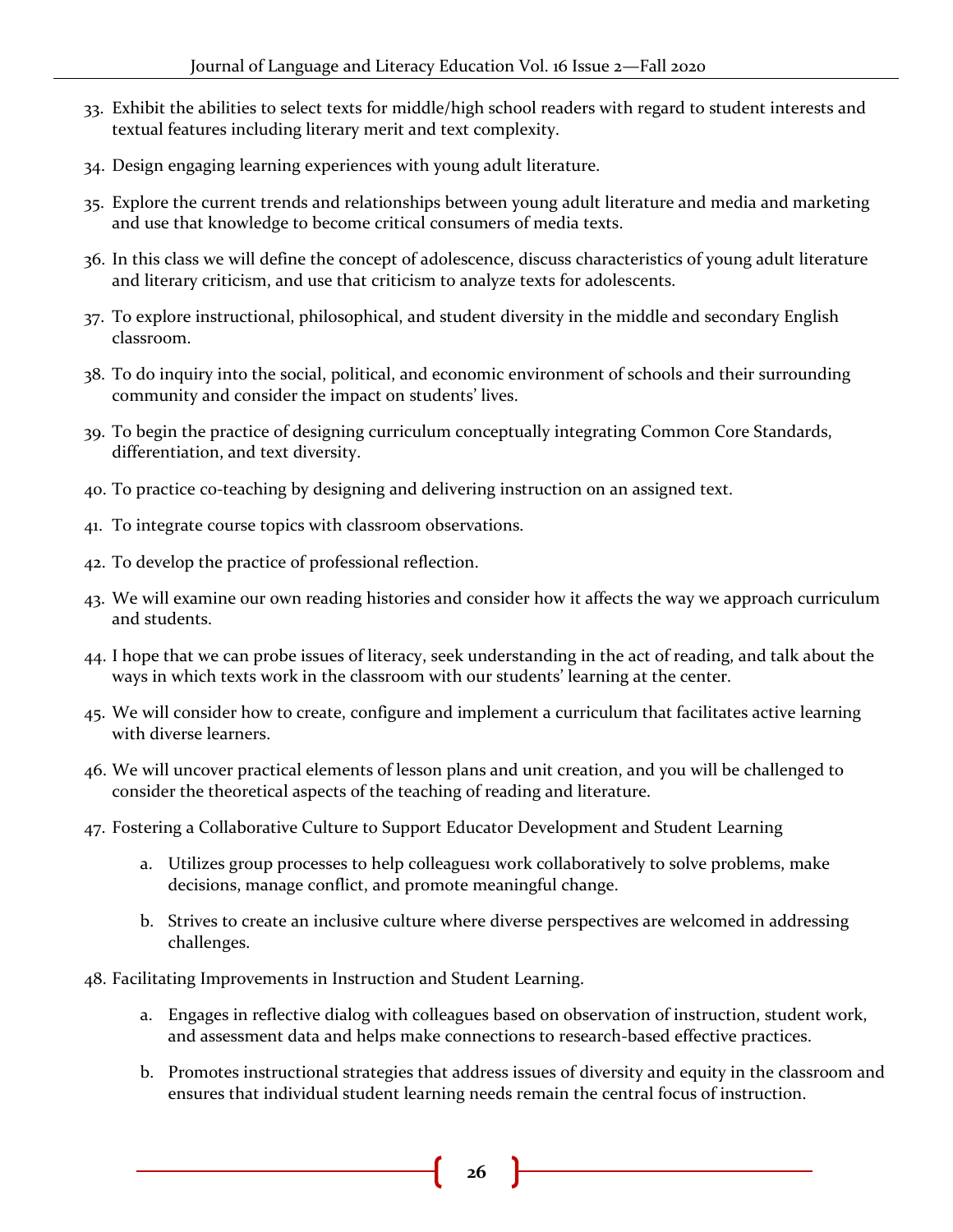33. Exhibit the abilities to select texts for middle/high school readers with regard to student interests and textual features including literary merit and text complexity.

34. Design engaging learning experiences with young adult literature.

35. Explore the current trends and relationships between young adult literature and media and marketing and use that knowledge to become critical consumers of media texts.

36. In this class we will define the concept of adolescence, discuss characteristics of young adult literature and literary criticism, and use that criticism to analyze texts for adolescents.

37. To explore instructional, philosophical, and student diversity in the middle and secondary English classroom.

38. To do inquiry into the social, political, and economic environment of schools and their surrounding community and consider the impact on students' lives.

39. To begin the practice of designing curriculum conceptually integrating Common Core Standards, differentiation, and text diversity.

40. To practice co-teaching by designing and delivering instruction on an assigned text.

41. To integrate course topics with classroom observations.

42. To develop the practice of professional reflection.

43. We will examine our own reading histories and consider how it affects the way we approach curriculum and students.

44. I hope that we can probe issues of literacy, seek understanding in the act of reading, and talk about the ways in which texts work in the classroom with our students' learning at the center.

45. We will consider how to create, configure and implement a curriculum that facilitates active learning with diverse learners.

46. We will uncover practical elements of lesson plans and unit creation, and you will be challenged to consider the theoretical aspects of the teaching of reading and literature.

47. Fostering a Collaborative Culture to Support Educator Development and Student Learning
    a. Utilizes group processes to help colleagues[1] work collaboratively to solve problems, make decisions, manage conflict, and promote meaningful change.
    b. Strives to create an inclusive culture where diverse perspectives are welcomed in addressing challenges.

48. Facilitating Improvements in Instruction and Student Learning.
    a. Engages in reflective dialog with colleagues based on observation of instruction, student work, and assessment data and helps make connections to research-based effective practices.
    b. Promotes instructional strategies that address issues of diversity and equity in the classroom and ensures that individual student learning needs remain the central focus of instruction.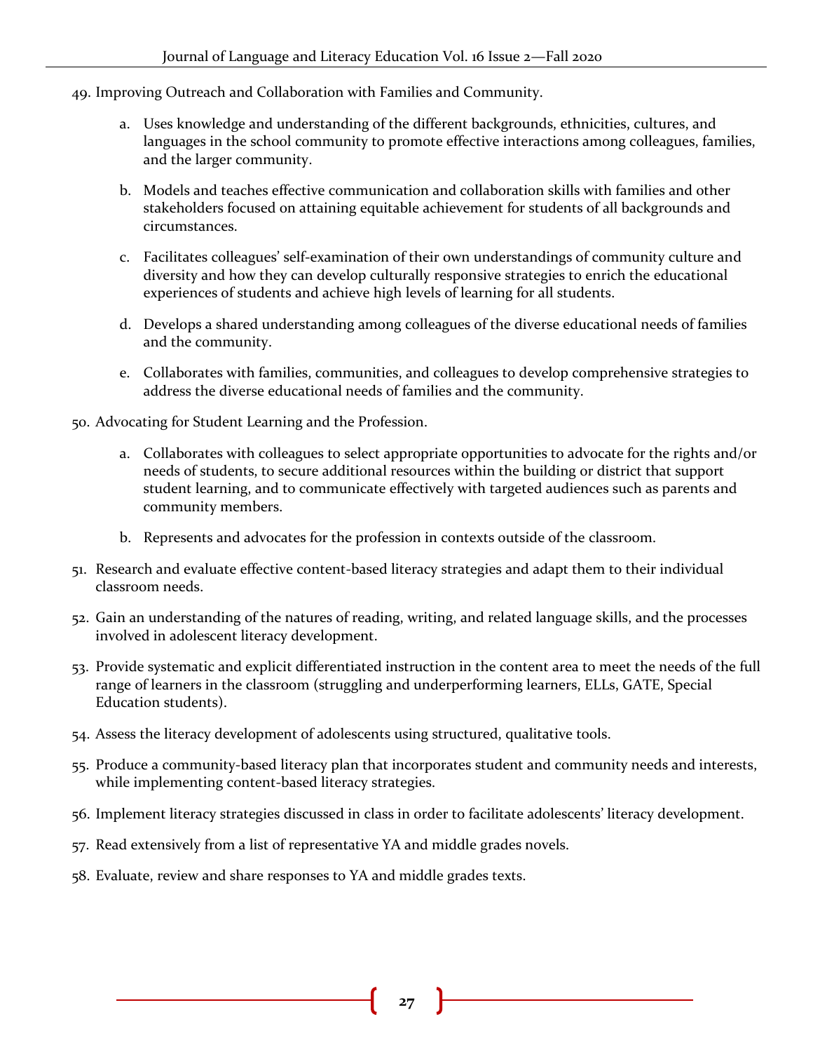49. Improving Outreach and Collaboration with Families and Community.

    a. Uses knowledge and understanding of the different backgrounds, ethnicities, cultures, and languages in the school community to promote effective interactions among colleagues, families, and the larger community.

    b. Models and teaches effective communication and collaboration skills with families and other stakeholders focused on attaining equitable achievement for students of all backgrounds and circumstances.

    c. Facilitates colleagues' self-examination of their own understandings of community culture and diversity and how they can develop culturally responsive strategies to enrich the educational experiences of students and achieve high levels of learning for all students.

    d. Develops a shared understanding among colleagues of the diverse educational needs of families and the community.

    e. Collaborates with families, communities, and colleagues to develop comprehensive strategies to address the diverse educational needs of families and the community.

50. Advocating for Student Learning and the Profession.

    a. Collaborates with colleagues to select appropriate opportunities to advocate for the rights and/or needs of students, to secure additional resources within the building or district that support student learning, and to communicate effectively with targeted audiences such as parents and community members.

    b. Represents and advocates for the profession in contexts outside of the classroom.

51. Research and evaluate effective content-based literacy strategies and adapt them to their individual classroom needs.

52. Gain an understanding of the natures of reading, writing, and related language skills, and the processes involved in adolescent literacy development.

53. Provide systematic and explicit differentiated instruction in the content area to meet the needs of the full range of learners in the classroom (struggling and underperforming learners, ELLs, GATE, Special Education students).

54. Assess the literacy development of adolescents using structured, qualitative tools.

55. Produce a community-based literacy plan that incorporates student and community needs and interests, while implementing content-based literacy strategies.

56. Implement literacy strategies discussed in class in order to facilitate adolescents' literacy development.

57. Read extensively from a list of representative YA and middle grades novels.

58. Evaluate, review and share responses to YA and middle grades texts.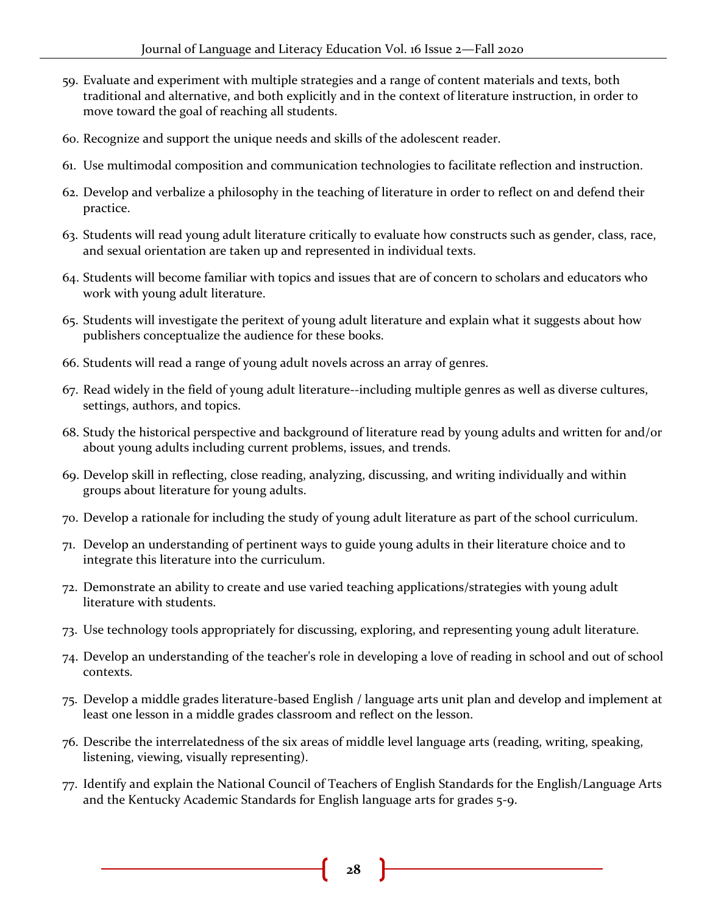59. Evaluate and experiment with multiple strategies and a range of content materials and texts, both traditional and alternative, and both explicitly and in the context of literature instruction, in order to move toward the goal of reaching all students.
60. Recognize and support the unique needs and skills of the adolescent reader.
61. Use multimodal composition and communication technologies to facilitate reflection and instruction.
62. Develop and verbalize a philosophy in the teaching of literature in order to reflect on and defend their practice.
63. Students will read young adult literature critically to evaluate how constructs such as gender, class, race, and sexual orientation are taken up and represented in individual texts.
64. Students will become familiar with topics and issues that are of concern to scholars and educators who work with young adult literature.
65. Students will investigate the peritext of young adult literature and explain what it suggests about how publishers conceptualize the audience for these books.
66. Students will read a range of young adult novels across an array of genres.
67. Read widely in the field of young adult literature--including multiple genres as well as diverse cultures, settings, authors, and topics.
68. Study the historical perspective and background of literature read by young adults and written for and/or about young adults including current problems, issues, and trends.
69. Develop skill in reflecting, close reading, analyzing, discussing, and writing individually and within groups about literature for young adults.
70. Develop a rationale for including the study of young adult literature as part of the school curriculum.
71. Develop an understanding of pertinent ways to guide young adults in their literature choice and to integrate this literature into the curriculum.
72. Demonstrate an ability to create and use varied teaching applications/strategies with young adult literature with students.
73. Use technology tools appropriately for discussing, exploring, and representing young adult literature.
74. Develop an understanding of the teacher's role in developing a love of reading in school and out of school contexts.
75. Develop a middle grades literature-based English / language arts unit plan and develop and implement at least one lesson in a middle grades classroom and reflect on the lesson.
76. Describe the interrelatedness of the six areas of middle level language arts (reading, writing, speaking, listening, viewing, visually representing).
77. Identify and explain the National Council of Teachers of English Standards for the English/Language Arts and the Kentucky Academic Standards for English language arts for grades 5-9.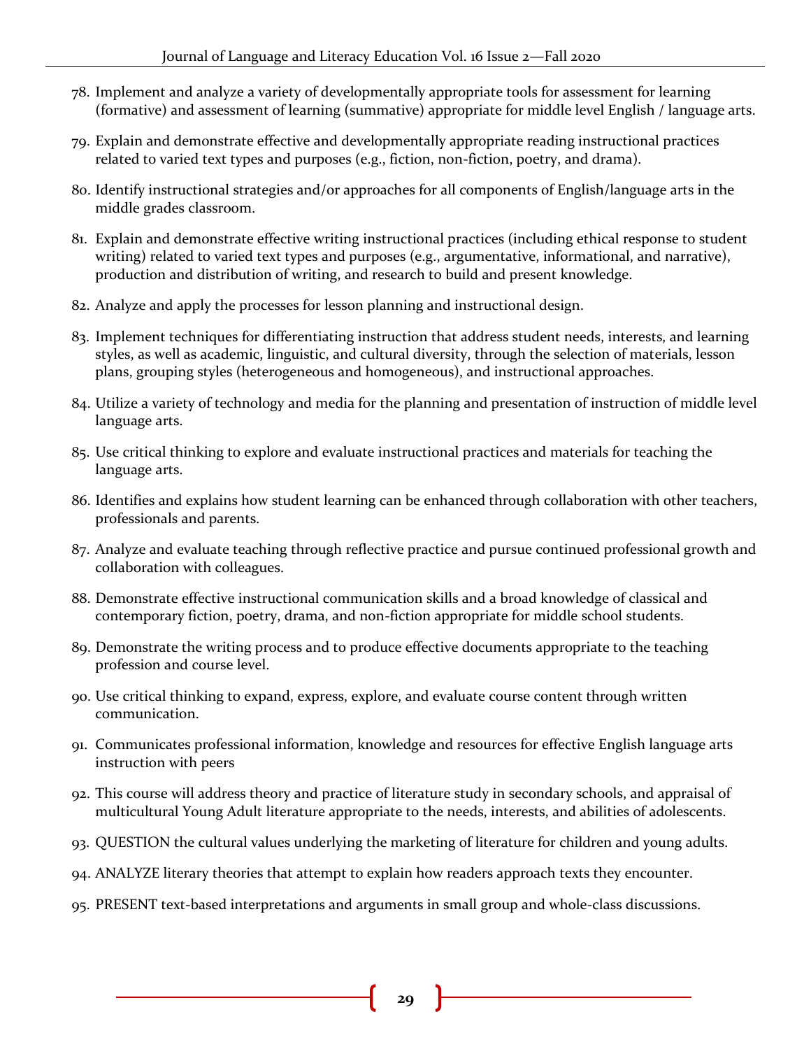78. Implement and analyze a variety of developmentally appropriate tools for assessment for learning (formative) and assessment of learning (summative) appropriate for middle level English / language arts.
79. Explain and demonstrate effective and developmentally appropriate reading instructional practices related to varied text types and purposes (e.g., fiction, non-fiction, poetry, and drama).
80. Identify instructional strategies and/or approaches for all components of English/language arts in the middle grades classroom.
81. Explain and demonstrate effective writing instructional practices (including ethical response to student writing) related to varied text types and purposes (e.g., argumentative, informational, and narrative), production and distribution of writing, and research to build and present knowledge.
82. Analyze and apply the processes for lesson planning and instructional design.
83. Implement techniques for differentiating instruction that address student needs, interests, and learning styles, as well as academic, linguistic, and cultural diversity, through the selection of materials, lesson plans, grouping styles (heterogeneous and homogeneous), and instructional approaches.
84. Utilize a variety of technology and media for the planning and presentation of instruction of middle level language arts.
85. Use critical thinking to explore and evaluate instructional practices and materials for teaching the language arts.
86. Identifies and explains how student learning can be enhanced through collaboration with other teachers, professionals and parents.
87. Analyze and evaluate teaching through reflective practice and pursue continued professional growth and collaboration with colleagues.
88. Demonstrate effective instructional communication skills and a broad knowledge of classical and contemporary fiction, poetry, drama, and non-fiction appropriate for middle school students.
89. Demonstrate the writing process and to produce effective documents appropriate to the teaching profession and course level.
90. Use critical thinking to expand, express, explore, and evaluate course content through written communication.
91. Communicates professional information, knowledge and resources for effective English language arts instruction with peers
92. This course will address theory and practice of literature study in secondary schools, and appraisal of multicultural Young Adult literature appropriate to the needs, interests, and abilities of adolescents.
93. QUESTION the cultural values underlying the marketing of literature for children and young adults.
94. ANALYZE literary theories that attempt to explain how readers approach texts they encounter.
95. PRESENT text-based interpretations and arguments in small group and whole-class discussions.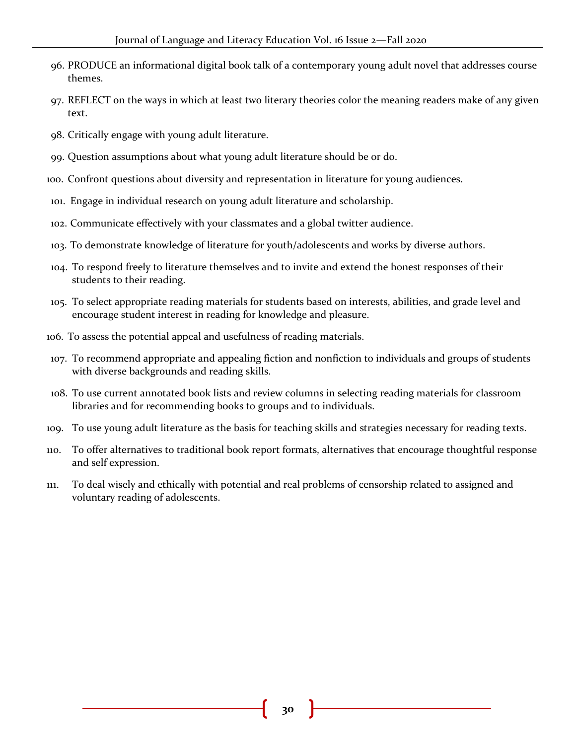96. PRODUCE an informational digital book talk of a contemporary young adult novel that addresses course themes.
97. REFLECT on the ways in which at least two literary theories color the meaning readers make of any given text.
98. Critically engage with young adult literature.
99. Question assumptions about what young adult literature should be or do.
100. Confront questions about diversity and representation in literature for young audiences.
101. Engage in individual research on young adult literature and scholarship.
102. Communicate effectively with your classmates and a global twitter audience.
103. To demonstrate knowledge of literature for youth/adolescents and works by diverse authors.
104. To respond freely to literature themselves and to invite and extend the honest responses of their students to their reading.
105. To select appropriate reading materials for students based on interests, abilities, and grade level and encourage student interest in reading for knowledge and pleasure.
106. To assess the potential appeal and usefulness of reading materials.
107. To recommend appropriate and appealing fiction and nonfiction to individuals and groups of students with diverse backgrounds and reading skills.
108. To use current annotated book lists and review columns in selecting reading materials for classroom libraries and for recommending books to groups and to individuals.
109. To use young adult literature as the basis for teaching skills and strategies necessary for reading texts.
110. To offer alternatives to traditional book report formats, alternatives that encourage thoughtful response and self expression.
111. To deal wisely and ethically with potential and real problems of censorship related to assigned and voluntary reading of adolescents.